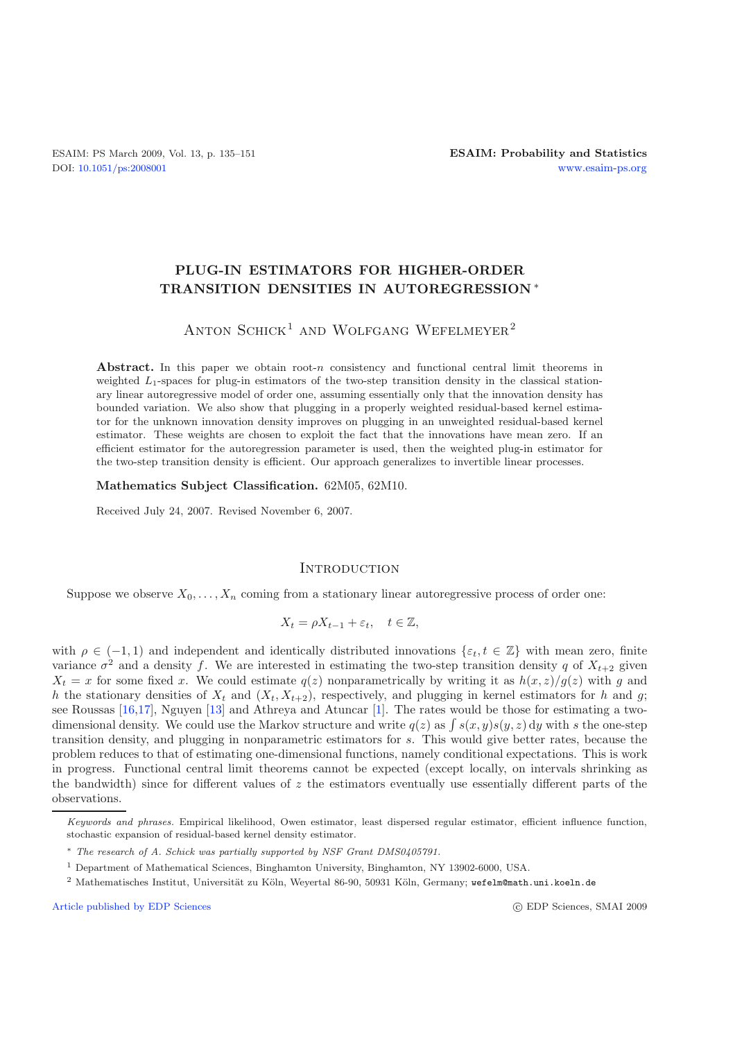# PLUG-IN ESTIMATORS FOR HIGHER-ORDER TRANSITION DENSITIES IN AUTOREGRESSION *

Anton Schick[1] and Wolfgang Wefelmeyer[2]

**Abstract.** In this paper we obtain root-$n$ consistency and functional central limit theorems in weighted $L_1$-spaces for plug-in estimators of the two-step transition density in the classical stationary linear autoregressive model of order one, assuming essentially only that the innovation density has bounded variation. We also show that plugging in a properly weighted residual-based kernel estimator for the unknown innovation density improves on plugging in an unweighted residual-based kernel estimator. These weights are chosen to exploit the fact that the innovations have mean zero. If an efficient estimator for the autoregression parameter is used, then the weighted plug-in estimator for the two-step transition density is efficient. Our approach generalizes to invertible linear processes.

**Mathematics Subject Classification.** 62M05, 62M10.

Received July 24, 2007. Revised November 6, 2007.

## Introduction

Suppose we observe $X_0, \dots, X_n$ coming from a stationary linear autoregressive process of order one:

$$X_t = \rho X_{t-1} + \varepsilon_t, \quad t \in \mathbb{Z},$$

with $\rho \in (-1, 1)$ and independent and identically distributed innovations $\{\varepsilon_t, t \in \mathbb{Z}\}$ with mean zero, finite variance $\sigma^2$ and a density $f$. We are interested in estimating the two-step transition density $q$ of $X_{t+2}$ given $X_t = x$ for some fixed $x$. We could estimate $q(z)$ nonparametrically by writing it as $h(x,z)/g(z)$ with $g$ and $h$ the stationary densities of $X_t$ and $(X_t, X_{t+2})$, respectively, and plugging in kernel estimators for $h$ and $g$; see Roussas [16,17], Nguyen [13] and Athreya and Atuncar [1]. The rates would be those for estimating a two-dimensional density. We could use the Markov structure and write $q(z)$ as $\int s(x,y)s(y,z)\,\mathrm{d}y$ with $s$ the one-step transition density, and plugging in nonparametric estimators for $s$. This would give better rates, because the problem reduces to that of estimating one-dimensional functions, namely conditional expectations. This is work in progress. Functional central limit theorems cannot be expected (except locally, on intervals shrinking as the bandwidth) since for different values of $z$ the estimators eventually use essentially different parts of the observations.

---

*Keywords and phrases.* Empirical likelihood, Owen estimator, least dispersed regular estimator, efficient influence function, stochastic expansion of residual-based kernel density estimator.

\* *The research of A. Schick was partially supported by NSF Grant DMS0405791.*

[1] Department of Mathematical Sciences, Binghamton University, Binghamton, NY 13902-6000, USA.

[2] Mathematisches Institut, Universität zu Köln, Weyertal 86-90, 50931 Köln, Germany; wefelm@math.uni.koeln.de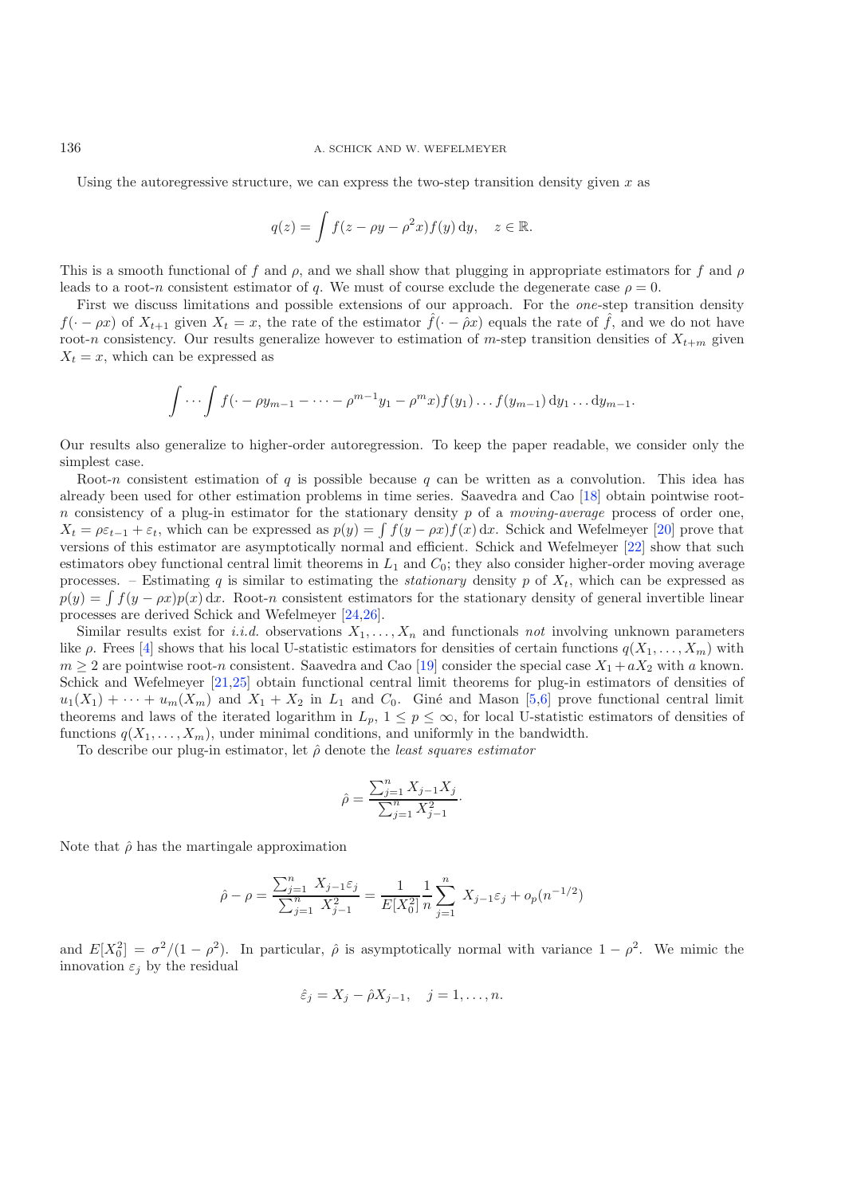Using the autoregressive structure, we can express the two-step transition density given $x$ as

$$q(z) = \int f(z - \rho y - \rho^2 x) f(y)\, \mathrm{d}y, \quad z \in \mathbb{R}.$$

This is a smooth functional of $f$ and $\rho$, and we shall show that plugging in appropriate estimators for $f$ and $\rho$ leads to a root-$n$ consistent estimator of $q$. We must of course exclude the degenerate case $\rho = 0$.

First we discuss limitations and possible extensions of our approach. For the *one*-step transition density $f(\cdot - \rho x)$ of $X_{t+1}$ given $X_t = x$, the rate of the estimator $\hat{f}(\cdot - \hat{\rho} x)$ equals the rate of $\hat{f}$, and we do not have root-$n$ consistency. Our results generalize however to estimation of $m$-step transition densities of $X_{t+m}$ given $X_t = x$, which can be expressed as

$$\int \cdots \int f(\cdot - \rho y_{m-1} - \cdots - \rho^{m-1} y_1 - \rho^m x) f(y_1) \ldots f(y_{m-1})\, \mathrm{d}y_1 \ldots \mathrm{d}y_{m-1}.$$

Our results also generalize to higher-order autoregression. To keep the paper readable, we consider only the simplest case.

Root-$n$ consistent estimation of $q$ is possible because $q$ can be written as a convolution. This idea has already been used for other estimation problems in time series. Saavedra and Cao [18] obtain pointwise root-$n$ consistency of a plug-in estimator for the stationary density $p$ of a *moving-average* process of order one, $X_t = \rho \varepsilon_{t-1} + \varepsilon_t$, which can be expressed as $p(y) = \int f(y - \rho x) f(x)\, \mathrm{d}x$. Schick and Wefelmeyer [20] prove that versions of this estimator are asymptotically normal and efficient. Schick and Wefelmeyer [22] show that such estimators obey functional central limit theorems in $L_1$ and $C_0$; they also consider higher-order moving average processes. – Estimating $q$ is similar to estimating the *stationary* density $p$ of $X_t$, which can be expressed as $p(y) = \int f(y - \rho x) p(x)\, \mathrm{d}x$. Root-$n$ consistent estimators for the stationary density of general invertible linear processes are derived Schick and Wefelmeyer [24,26].

Similar results exist for *i.i.d.* observations $X_1, \ldots, X_n$ and functionals *not* involving unknown parameters like $\rho$. Frees [4] shows that his local U-statistic estimators for densities of certain functions $q(X_1, \ldots, X_m)$ with $m \geq 2$ are pointwise root-$n$ consistent. Saavedra and Cao [19] consider the special case $X_1 + aX_2$ with $a$ known. Schick and Wefelmeyer [21,25] obtain functional central limit theorems for plug-in estimators of densities of $u_1(X_1) + \cdots + u_m(X_m)$ and $X_1 + X_2$ in $L_1$ and $C_0$. Giné and Mason [5,6] prove functional central limit theorems and laws of the iterated logarithm in $L_p$, $1 \leq p \leq \infty$, for local U-statistic estimators of densities of functions $q(X_1, \ldots, X_m)$, under minimal conditions, and uniformly in the bandwidth.

To describe our plug-in estimator, let $\hat{\rho}$ denote the *least squares estimator*

$$\hat{\rho} = \frac{\sum_{j=1}^{n} X_{j-1} X_j}{\sum_{j=1}^{n} X_{j-1}^2} \cdot$$

Note that $\hat{\rho}$ has the martingale approximation

$$\hat{\rho} - \rho = \frac{\sum_{j=1}^{n} X_{j-1} \varepsilon_j}{\sum_{j=1}^{n} X_{j-1}^2} = \frac{1}{E[X_0^2]} \frac{1}{n} \sum_{j=1}^{n} X_{j-1} \varepsilon_j + o_p(n^{-1/2})$$

and $E[X_0^2] = \sigma^2/(1 - \rho^2)$. In particular, $\hat{\rho}$ is asymptotically normal with variance $1 - \rho^2$. We mimic the innovation $\varepsilon_j$ by the residual

$$\hat{\varepsilon}_j = X_j - \hat{\rho} X_{j-1}, \quad j = 1, \ldots, n.$$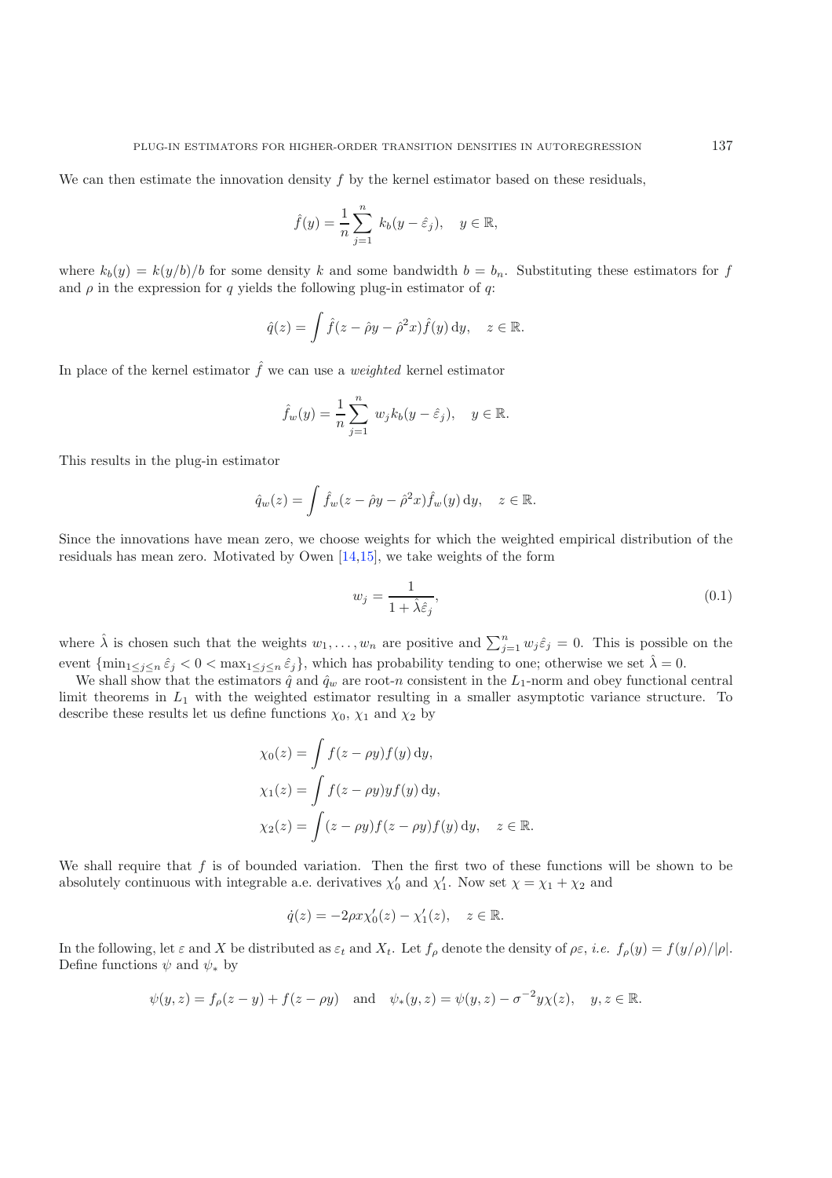We can then estimate the innovation density $f$ by the kernel estimator based on these residuals,

$$\hat{f}(y) = \frac{1}{n} \sum_{j=1}^{n} k_b(y - \hat{\varepsilon}_j), \quad y \in \mathbb{R},$$

where $k_b(y) = k(y/b)/b$ for some density $k$ and some bandwidth $b = b_n$. Substituting these estimators for $f$ and $\rho$ in the expression for $q$ yields the following plug-in estimator of $q$:

$$\hat{q}(z) = \int \hat{f}(z - \hat{\rho} y - \hat{\rho}^2 x) \hat{f}(y) \, \mathrm{d}y, \quad z \in \mathbb{R}.$$

In place of the kernel estimator $\hat{f}$ we can use a *weighted* kernel estimator

$$\hat{f}_w(y) = \frac{1}{n} \sum_{j=1}^{n} w_j k_b(y - \hat{\varepsilon}_j), \quad y \in \mathbb{R}.$$

This results in the plug-in estimator

$$\hat{q}_w(z) = \int \hat{f}_w(z - \hat{\rho} y - \hat{\rho}^2 x) \hat{f}_w(y) \, \mathrm{d}y, \quad z \in \mathbb{R}.$$

Since the innovations have mean zero, we choose weights for which the weighted empirical distribution of the residuals has mean zero. Motivated by Owen [14,15], we take weights of the form

$$w_j = \frac{1}{1 + \hat{\lambda} \hat{\varepsilon}_j}, \tag{0.1}$$

where $\hat{\lambda}$ is chosen such that the weights $w_1, \ldots, w_n$ are positive and $\sum_{j=1}^{n} w_j \hat{\varepsilon}_j = 0$. This is possible on the event $\{\min_{1 \le j \le n} \hat{\varepsilon}_j < 0 < \max_{1 \le j \le n} \hat{\varepsilon}_j\}$, which has probability tending to one; otherwise we set $\hat{\lambda} = 0$.

We shall show that the estimators $\hat{q}$ and $\hat{q}_w$ are root-$n$ consistent in the $L_1$-norm and obey functional central limit theorems in $L_1$ with the weighted estimator resulting in a smaller asymptotic variance structure. To describe these results let us define functions $\chi_0$, $\chi_1$ and $\chi_2$ by

$$\chi_0(z) = \int f(z - \rho y) f(y) \, \mathrm{d}y,$$

$$\chi_1(z) = \int f(z - \rho y) y f(y) \, \mathrm{d}y,$$

$$\chi_2(z) = \int (z - \rho y) f(z - \rho y) f(y) \, \mathrm{d}y, \quad z \in \mathbb{R}.$$

We shall require that $f$ is of bounded variation. Then the first two of these functions will be shown to be absolutely continuous with integrable a.e. derivatives $\chi_0'$ and $\chi_1'$. Now set $\chi = \chi_1 + \chi_2$ and

$$\dot{q}(z) = -2\rho x \chi_0'(z) - \chi_1'(z), \quad z \in \mathbb{R}.$$

In the following, let $\varepsilon$ and $X$ be distributed as $\varepsilon_t$ and $X_t$. Let $f_\rho$ denote the density of $\rho\varepsilon$, *i.e.* $f_\rho(y) = f(y/\rho)/|\rho|$. Define functions $\psi$ and $\psi_*$ by

$$\psi(y, z) = f_\rho(z - y) + f(z - \rho y) \quad \text{and} \quad \psi_*(y, z) = \psi(y, z) - \sigma^{-2} y \chi(z), \quad y, z \in \mathbb{R}.$$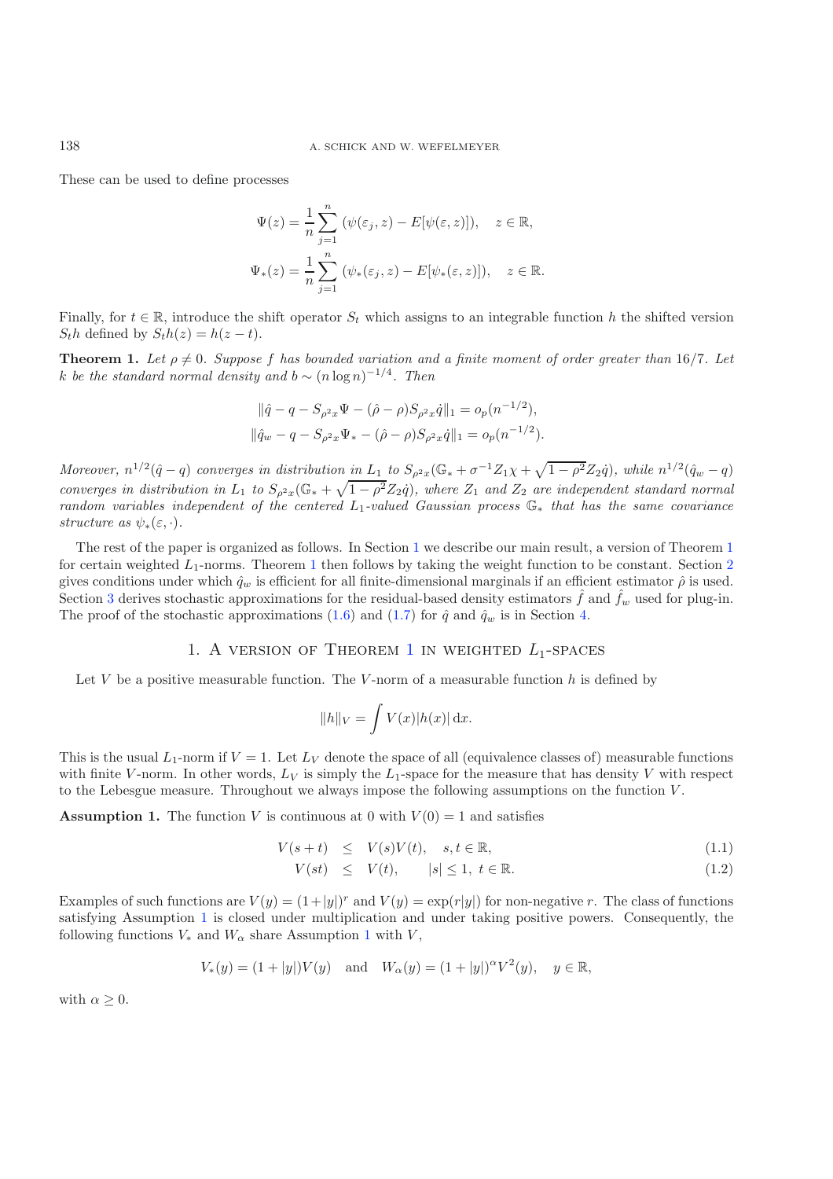These can be used to define processes

$$\Psi(z) = \frac{1}{n}\sum_{j=1}^{n} (\psi(\varepsilon_j, z) - E[\psi(\varepsilon, z)]), \quad z \in \mathbb{R},$$

$$\Psi_*(z) = \frac{1}{n}\sum_{j=1}^{n} (\psi_*(\varepsilon_j, z) - E[\psi_*(\varepsilon, z)]), \quad z \in \mathbb{R}.$$

Finally, for $t \in \mathbb{R}$, introduce the shift operator $S_t$ which assigns to an integrable function $h$ the shifted version $S_t h$ defined by $S_t h(z) = h(z-t)$.

**Theorem 1.** *Let $\rho \neq 0$. Suppose $f$ has bounded variation and a finite moment of order greater than 16/7. Let $k$ be the standard normal density and $b \sim (n \log n)^{-1/4}$. Then*

$$\|\hat{q} - q - S_{\rho^2 x}\Psi - (\hat{\rho} - \rho)S_{\rho^2 x}\dot{q}\|_1 = o_p(n^{-1/2}),$$

$$\|\hat{q}_w - q - S_{\rho^2 x}\Psi_* - (\hat{\rho} - \rho)S_{\rho^2 x}\dot{q}\|_1 = o_p(n^{-1/2}).$$

*Moreover, $n^{1/2}(\hat{q} - q)$ converges in distribution in $L_1$ to $S_{\rho^2 x}(\mathbb{G}_* + \sigma^{-1}Z_1\chi + \sqrt{1-\rho^2}Z_2\dot{q})$, while $n^{1/2}(\hat{q}_w - q)$ converges in distribution in $L_1$ to $S_{\rho^2 x}(\mathbb{G}_* + \sqrt{1-\rho^2}Z_2\dot{q})$, where $Z_1$ and $Z_2$ are independent standard normal random variables independent of the centered $L_1$-valued Gaussian process $\mathbb{G}_*$ that has the same covariance structure as $\psi_*(\varepsilon, \cdot)$.*

The rest of the paper is organized as follows. In Section 1 we describe our main result, a version of Theorem 1 for certain weighted $L_1$-norms. Theorem 1 then follows by taking the weight function to be constant. Section 2 gives conditions under which $\hat{q}_w$ is efficient for all finite-dimensional marginals if an efficient estimator $\hat{\rho}$ is used. Section 3 derives stochastic approximations for the residual-based density estimators $\hat{f}$ and $\hat{f}_w$ used for plug-in. The proof of the stochastic approximations (1.6) and (1.7) for $\hat{q}$ and $\hat{q}_w$ is in Section 4.

## 1. A version of Theorem 1 in weighted $L_1$-spaces

Let $V$ be a positive measurable function. The $V$-norm of a measurable function $h$ is defined by

$$\|h\|_V = \int V(x)|h(x)|\,\mathrm{d}x.$$

This is the usual $L_1$-norm if $V = 1$. Let $L_V$ denote the space of all (equivalence classes of) measurable functions with finite $V$-norm. In other words, $L_V$ is simply the $L_1$-space for the measure that has density $V$ with respect to the Lebesgue measure. Throughout we always impose the following assumptions on the function $V$.

**Assumption 1.** The function $V$ is continuous at 0 with $V(0) = 1$ and satisfies

$$V(s+t) \leq V(s)V(t), \quad s, t \in \mathbb{R}, \tag{1.1}$$

$$V(st) \leq V(t), \quad |s| \leq 1,\ t \in \mathbb{R}. \tag{1.2}$$

Examples of such functions are $V(y) = (1+|y|)^r$ and $V(y) = \exp(r|y|)$ for non-negative $r$. The class of functions satisfying Assumption 1 is closed under multiplication and under taking positive powers. Consequently, the following functions $V_*$ and $W_\alpha$ share Assumption 1 with $V$,

$$V_*(y) = (1+|y|)V(y) \quad \text{and} \quad W_\alpha(y) = (1+|y|)^\alpha V^2(y), \quad y \in \mathbb{R},$$

with $\alpha \geq 0$.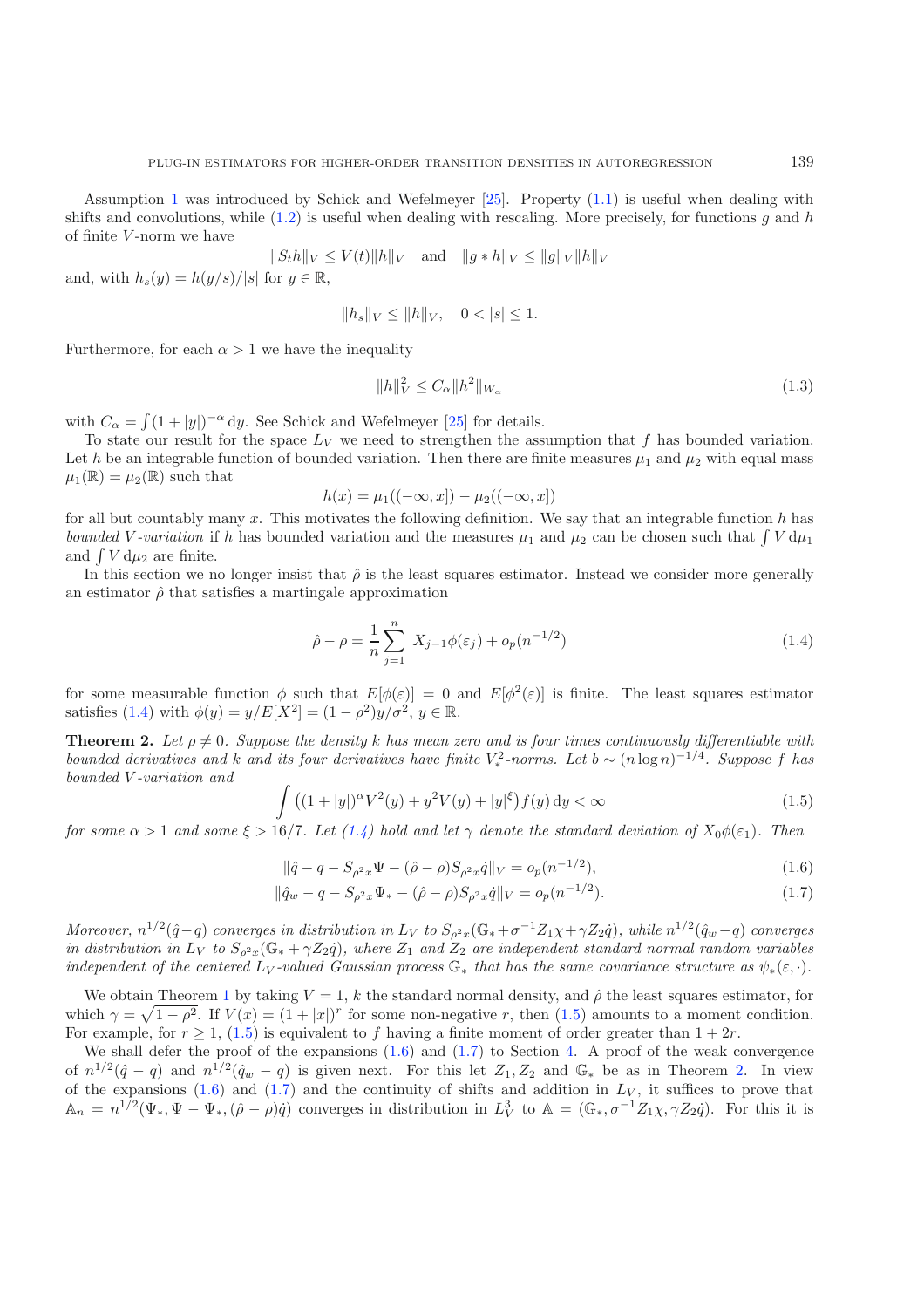Assumption 1 was introduced by Schick and Wefelmeyer [25]. Property (1.1) is useful when dealing with shifts and convolutions, while (1.2) is useful when dealing with rescaling. More precisely, for functions $g$ and $h$ of finite $V$-norm we have

$$\|S_t h\|_V \le V(t)\|h\|_V \quad \text{and} \quad \|g * h\|_V \le \|g\|_V \|h\|_V$$

and, with $h_s(y) = h(y/s)/|s|$ for $y \in \mathbb{R}$,

$$\|h_s\|_V \le \|h\|_V, \quad 0 < |s| \le 1.$$

Furthermore, for each $\alpha > 1$ we have the inequality

$$\|h\|_V^2 \le C_\alpha \|h^2\|_{W_\alpha} \tag{1.3}$$

with $C_\alpha = \int (1+|y|)^{-\alpha}\, \mathrm{d}y$. See Schick and Wefelmeyer [25] for details.

To state our result for the space $L_V$ we need to strengthen the assumption that $f$ has bounded variation. Let $h$ be an integrable function of bounded variation. Then there are finite measures $\mu_1$ and $\mu_2$ with equal mass $\mu_1(\mathbb{R}) = \mu_2(\mathbb{R})$ such that

$$h(x) = \mu_1((-\infty, x]) - \mu_2((-\infty, x])$$

for all but countably many $x$. This motivates the following definition. We say that an integrable function $h$ has *bounded $V$-variation* if $h$ has bounded variation and the measures $\mu_1$ and $\mu_2$ can be chosen such that $\int V\, \mathrm{d}\mu_1$ and $\int V\, \mathrm{d}\mu_2$ are finite.

In this section we no longer insist that $\hat{\rho}$ is the least squares estimator. Instead we consider more generally an estimator $\hat{\rho}$ that satisfies a martingale approximation

$$\hat{\rho} - \rho = \frac{1}{n}\sum_{j=1}^{n} X_{j-1}\phi(\varepsilon_j) + o_p(n^{-1/2}) \tag{1.4}$$

for some measurable function $\phi$ such that $E[\phi(\varepsilon)] = 0$ and $E[\phi^2(\varepsilon)]$ is finite. The least squares estimator satisfies (1.4) with $\phi(y) = y/E[X^2] = (1-\rho^2)y/\sigma^2$, $y \in \mathbb{R}$.

**Theorem 2.** *Let $\rho \ne 0$. Suppose the density $k$ has mean zero and is four times continuously differentiable with bounded derivatives and $k$ and its four derivatives have finite $V_*^2$-norms. Let $b \sim (n \log n)^{-1/4}$. Suppose $f$ has bounded $V$-variation and*

$$\int \big((1+|y|)^\alpha V^2(y) + y^2 V(y) + |y|^\xi\big) f(y)\, \mathrm{d}y < \infty \tag{1.5}$$

*for some $\alpha > 1$ and some $\xi > 16/7$. Let (1.4) hold and let $\gamma$ denote the standard deviation of $X_0\phi(\varepsilon_1)$. Then*

$$\|\hat{q} - q - S_{\rho^2 x}\Psi - (\hat{\rho} - \rho)S_{\rho^2 x}\dot{q}\|_V = o_p(n^{-1/2}), \tag{1.6}$$

$$\|\hat{q}_w - q - S_{\rho^2 x}\Psi_* - (\hat{\rho} - \rho)S_{\rho^2 x}\dot{q}\|_V = o_p(n^{-1/2}). \tag{1.7}$$

*Moreover, $n^{1/2}(\hat{q}-q)$ converges in distribution in $L_V$ to $S_{\rho^2 x}(\mathbb{G}_* + \sigma^{-1}Z_1\chi + \gamma Z_2\dot{q})$, while $n^{1/2}(\hat{q}_w - q)$ converges in distribution in $L_V$ to $S_{\rho^2 x}(\mathbb{G}_* + \gamma Z_2\dot{q})$, where $Z_1$ and $Z_2$ are independent standard normal random variables independent of the centered $L_V$-valued Gaussian process $\mathbb{G}_*$ that has the same covariance structure as $\psi_*(\varepsilon, \cdot)$.*

We obtain Theorem 1 by taking $V = 1$, $k$ the standard normal density, and $\hat{\rho}$ the least squares estimator, for which $\gamma = \sqrt{1-\rho^2}$. If $V(x) = (1+|x|)^r$ for some non-negative $r$, then (1.5) amounts to a moment condition. For example, for $r \ge 1$, (1.5) is equivalent to $f$ having a finite moment of order greater than $1+2r$.

We shall defer the proof of the expansions (1.6) and (1.7) to Section 4. A proof of the weak convergence of $n^{1/2}(\hat{q} - q)$ and $n^{1/2}(\hat{q}_w - q)$ is given next. For this let $Z_1, Z_2$ and $\mathbb{G}_*$ be as in Theorem 2. In view of the expansions (1.6) and (1.7) and the continuity of shifts and addition in $L_V$, it suffices to prove that $\mathbb{A}_n = n^{1/2}(\Psi_*, \Psi - \Psi_*, (\hat{\rho} - \rho)\dot{q})$ converges in distribution in $L_V^3$ to $\mathbb{A} = (\mathbb{G}_*, \sigma^{-1}Z_1\chi, \gamma Z_2\dot{q})$. For this it is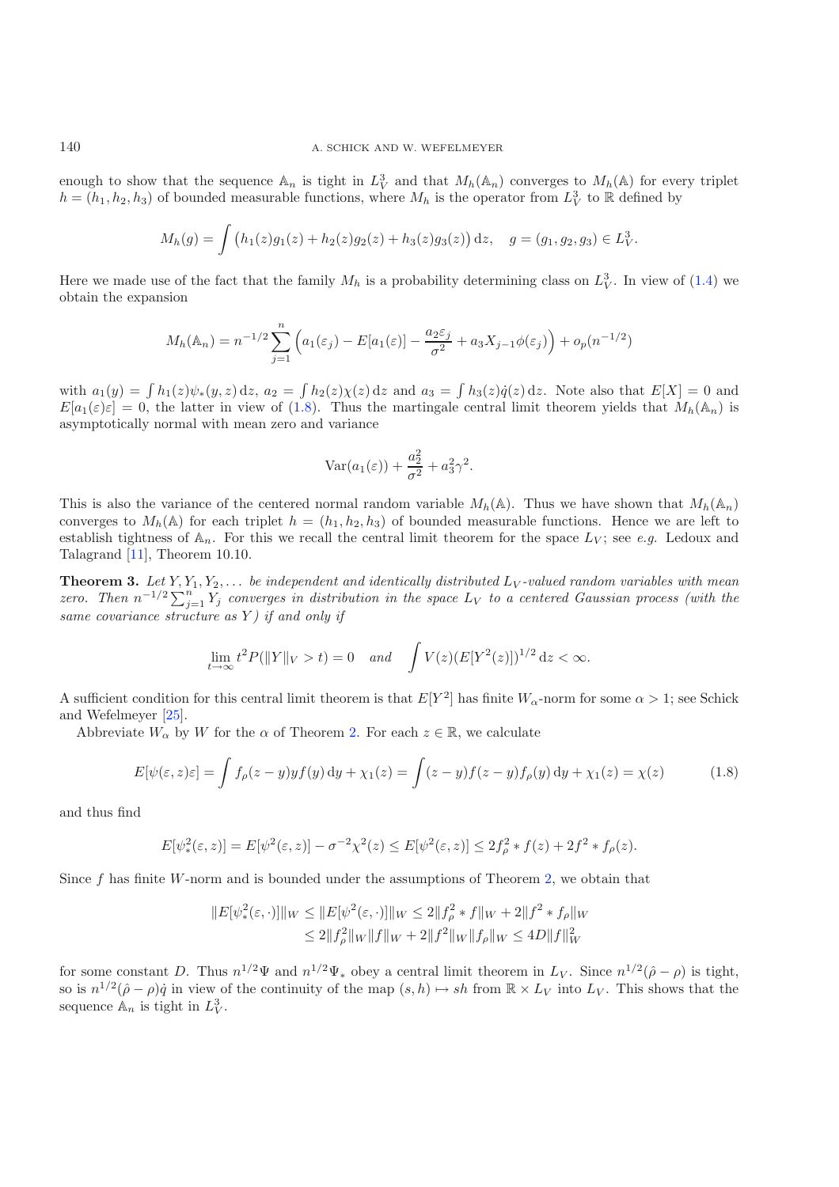enough to show that the sequence $\mathbb{A}_n$ is tight in $L_V^3$ and that $M_h(\mathbb{A}_n)$ converges to $M_h(\mathbb{A})$ for every triplet $h = (h_1, h_2, h_3)$ of bounded measurable functions, where $M_h$ is the operator from $L_V^3$ to $\mathbb{R}$ defined by

$$M_h(g) = \int \big(h_1(z)g_1(z) + h_2(z)g_2(z) + h_3(z)g_3(z)\big)\,\mathrm{d}z, \quad g = (g_1, g_2, g_3) \in L_V^3.$$

Here we made use of the fact that the family $M_h$ is a probability determining class on $L_V^3$. In view of (1.4) we obtain the expansion

$$M_h(\mathbb{A}_n) = n^{-1/2}\sum_{j=1}^n \Big(a_1(\varepsilon_j) - E[a_1(\varepsilon)] - \frac{a_2\varepsilon_j}{\sigma^2} + a_3 X_{j-1}\phi(\varepsilon_j)\Big) + o_p(n^{-1/2})$$

with $a_1(y) = \int h_1(z)\psi_*(y,z)\,\mathrm{d}z$, $a_2 = \int h_2(z)\chi(z)\,\mathrm{d}z$ and $a_3 = \int h_3(z)\dot{q}(z)\,\mathrm{d}z$. Note also that $E[X] = 0$ and $E[a_1(\varepsilon)\varepsilon] = 0$, the latter in view of (1.8). Thus the martingale central limit theorem yields that $M_h(\mathbb{A}_n)$ is asymptotically normal with mean zero and variance

$$\mathrm{Var}(a_1(\varepsilon)) + \frac{a_2^2}{\sigma^2} + a_3^2\gamma^2.$$

This is also the variance of the centered normal random variable $M_h(\mathbb{A})$. Thus we have shown that $M_h(\mathbb{A}_n)$ converges to $M_h(\mathbb{A})$ for each triplet $h = (h_1, h_2, h_3)$ of bounded measurable functions. Hence we are left to establish tightness of $\mathbb{A}_n$. For this we recall the central limit theorem for the space $L_V$; see *e.g.* Ledoux and Talagrand [11], Theorem 10.10.

**Theorem 3.** *Let $Y, Y_1, Y_2, \ldots$ be independent and identically distributed $L_V$-valued random variables with mean zero. Then $n^{-1/2}\sum_{j=1}^n Y_j$ converges in distribution in the space $L_V$ to a centered Gaussian process (with the same covariance structure as $Y$) if and only if*

$$\lim_{t\to\infty} t^2 P(\|Y\|_V > t) = 0 \quad \text{and} \quad \int V(z)(E[Y^2(z)])^{1/2}\,\mathrm{d}z < \infty.$$

A sufficient condition for this central limit theorem is that $E[Y^2]$ has finite $W_\alpha$-norm for some $\alpha > 1$; see Schick and Wefelmeyer [25].

Abbreviate $W_\alpha$ by $W$ for the $\alpha$ of Theorem 2. For each $z \in \mathbb{R}$, we calculate

$$E[\psi(\varepsilon, z)\varepsilon] = \int f_\rho(z-y)yf(y)\,\mathrm{d}y + \chi_1(z) = \int (z-y)f(z-y)f_\rho(y)\,\mathrm{d}y + \chi_1(z) = \chi(z) \tag{1.8}$$

and thus find

$$E[\psi_*^2(\varepsilon, z)] = E[\psi^2(\varepsilon, z)] - \sigma^{-2}\chi^2(z) \le E[\psi^2(\varepsilon, z)] \le 2f_\rho^2 * f(z) + 2f^2 * f_\rho(z).$$

Since $f$ has finite $W$-norm and is bounded under the assumptions of Theorem 2, we obtain that

$$\begin{aligned}
\|E[\psi_*^2(\varepsilon, \cdot)]\|_W &\le \|E[\psi^2(\varepsilon, \cdot)]\|_W \le 2\|f_\rho^2 * f\|_W + 2\|f^2 * f_\rho\|_W \\
&\le 2\|f_\rho^2\|_W\|f\|_W + 2\|f^2\|_W\|f_\rho\|_W \le 4D\|f\|_W^2
\end{aligned}$$

for some constant $D$. Thus $n^{1/2}\Psi$ and $n^{1/2}\Psi_*$ obey a central limit theorem in $L_V$. Since $n^{1/2}(\hat{\rho} - \rho)$ is tight, so is $n^{1/2}(\hat{\rho} - \rho)\dot{q}$ in view of the continuity of the map $(s, h) \mapsto sh$ from $\mathbb{R} \times L_V$ into $L_V$. This shows that the sequence $\mathbb{A}_n$ is tight in $L_V^3$.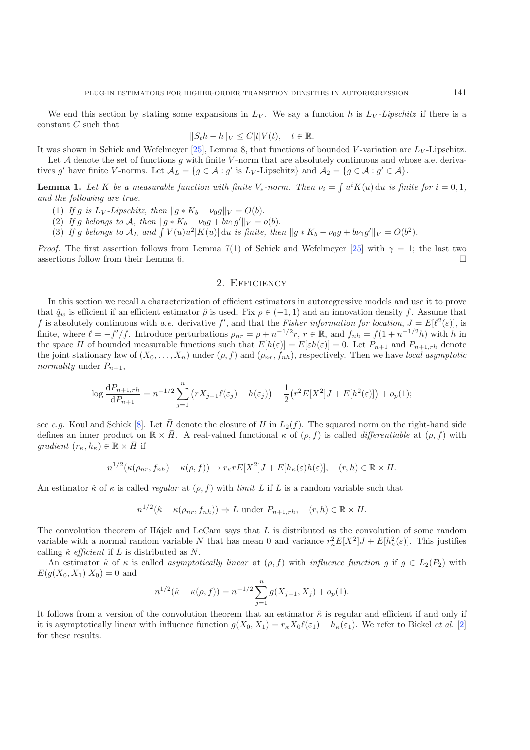We end this section by stating some expansions in $L_V$. We say a function $h$ is *$L_V$-Lipschitz* if there is a constant $C$ such that

$$\|S_t h - h\|_V \le C|t|V(t), \quad t \in \mathbb{R}.$$

It was shown in Schick and Wefelmeyer [25], Lemma 8, that functions of bounded $V$-variation are $L_V$-Lipschitz.

Let $\mathcal{A}$ denote the set of functions $g$ with finite $V$-norm that are absolutely continuous and whose a.e. derivatives $g'$ have finite $V$-norms. Let $\mathcal{A}_L = \{g \in \mathcal{A} : g' \text{ is } L_V\text{-Lipschitz}\}$ and $\mathcal{A}_2 = \{g \in \mathcal{A} : g' \in \mathcal{A}\}$.

**Lemma 1.** *Let $K$ be a measurable function with finite $V_*$-norm. Then $\nu_i = \int u^i K(u)\,\mathrm{d}u$ is finite for $i = 0, 1$, and the following are true.*

(1) *If $g$ is $L_V$-Lipschitz, then $\|g * K_b - \nu_0 g\|_V = O(b)$.*
(2) *If $g$ belongs to $\mathcal{A}$, then $\|g * K_b - \nu_0 g + b\nu_1 g'\|_V = o(b)$.*
(3) *If $g$ belongs to $\mathcal{A}_L$ and $\int V(u)u^2|K(u)|\,\mathrm{d}u$ is finite, then $\|g * K_b - \nu_0 g + b\nu_1 g'\|_V = O(b^2)$.*

*Proof.* The first assertion follows from Lemma 7(1) of Schick and Wefelmeyer [25] with $\gamma = 1$; the last two assertions follow from their Lemma 6. □

## 2. Efficiency

In this section we recall a characterization of efficient estimators in autoregressive models and use it to prove that $\hat{q}_w$ is efficient if an efficient estimator $\hat{\rho}$ is used. Fix $\rho \in (-1, 1)$ and an innovation density $f$. Assume that $f$ is absolutely continuous with *a.e.* derivative $f'$, and that the *Fisher information for location*, $J = E[\ell^2(\varepsilon)]$, is finite, where $\ell = -f'/f$. Introduce perturbations $\rho_{nr} = \rho + n^{-1/2}r$, $r \in \mathbb{R}$, and $f_{nh} = f(1 + n^{-1/2}h)$ with $h$ in the space $H$ of bounded measurable functions such that $E[h(\varepsilon)] = E[\varepsilon h(\varepsilon)] = 0$. Let $P_{n+1}$ and $P_{n+1,rh}$ denote the joint stationary law of $(X_0, \ldots, X_n)$ under $(\rho, f)$ and $(\rho_{nr}, f_{nh})$, respectively. Then we have *local asymptotic normality* under $P_{n+1}$,

$$\log \frac{\mathrm{d}P_{n+1,rh}}{\mathrm{d}P_{n+1}} = n^{-1/2} \sum_{j=1}^{n} \big(rX_{j-1}\ell(\varepsilon_j) + h(\varepsilon_j)\big) - \frac{1}{2}\big(r^2 E[X^2]J + E[h^2(\varepsilon)]\big) + o_p(1);$$

see *e.g.* Koul and Schick [8]. Let $\bar{H}$ denote the closure of $H$ in $L_2(f)$. The squared norm on the right-hand side defines an inner product on $\mathbb{R} \times \bar{H}$. A real-valued functional $\kappa$ of $(\rho, f)$ is called *differentiable* at $(\rho, f)$ with *gradient* $(r_\kappa, h_\kappa) \in \mathbb{R} \times \bar{H}$ if

$$n^{1/2}(\kappa(\rho_{nr}, f_{nh}) - \kappa(\rho, f)) \to r_\kappa r E[X^2]J + E[h_\kappa(\varepsilon)h(\varepsilon)], \quad (r, h) \in \mathbb{R} \times H.$$

An estimator $\hat{\kappa}$ of $\kappa$ is called *regular* at $(\rho, f)$ with *limit* $L$ if $L$ is a random variable such that

$$n^{1/2}(\hat{\kappa} - \kappa(\rho_{nr}, f_{nh})) \Rightarrow L \text{ under } P_{n+1,rh}, \quad (r, h) \in \mathbb{R} \times H.$$

The convolution theorem of Hájek and LeCam says that $L$ is distributed as the convolution of some random variable with a normal random variable $N$ that has mean 0 and variance $r_\kappa^2 E[X^2]J + E[h_\kappa^2(\varepsilon)]$. This justifies calling $\hat{\kappa}$ *efficient* if $L$ is distributed as $N$.

An estimator $\hat{\kappa}$ of $\kappa$ is called *asymptotically linear* at $(\rho, f)$ with *influence function* $g$ if $g \in L_2(P_2)$ with $E(g(X_0, X_1)|X_0) = 0$ and

$$n^{1/2}(\hat{\kappa} - \kappa(\rho, f)) = n^{-1/2} \sum_{j=1}^{n} g(X_{j-1}, X_j) + o_p(1).$$

It follows from a version of the convolution theorem that an estimator $\hat{\kappa}$ is regular and efficient if and only if it is asymptotically linear with influence function $g(X_0, X_1) = r_\kappa X_0 \ell(\varepsilon_1) + h_\kappa(\varepsilon_1)$. We refer to Bickel *et al.* [2] for these results.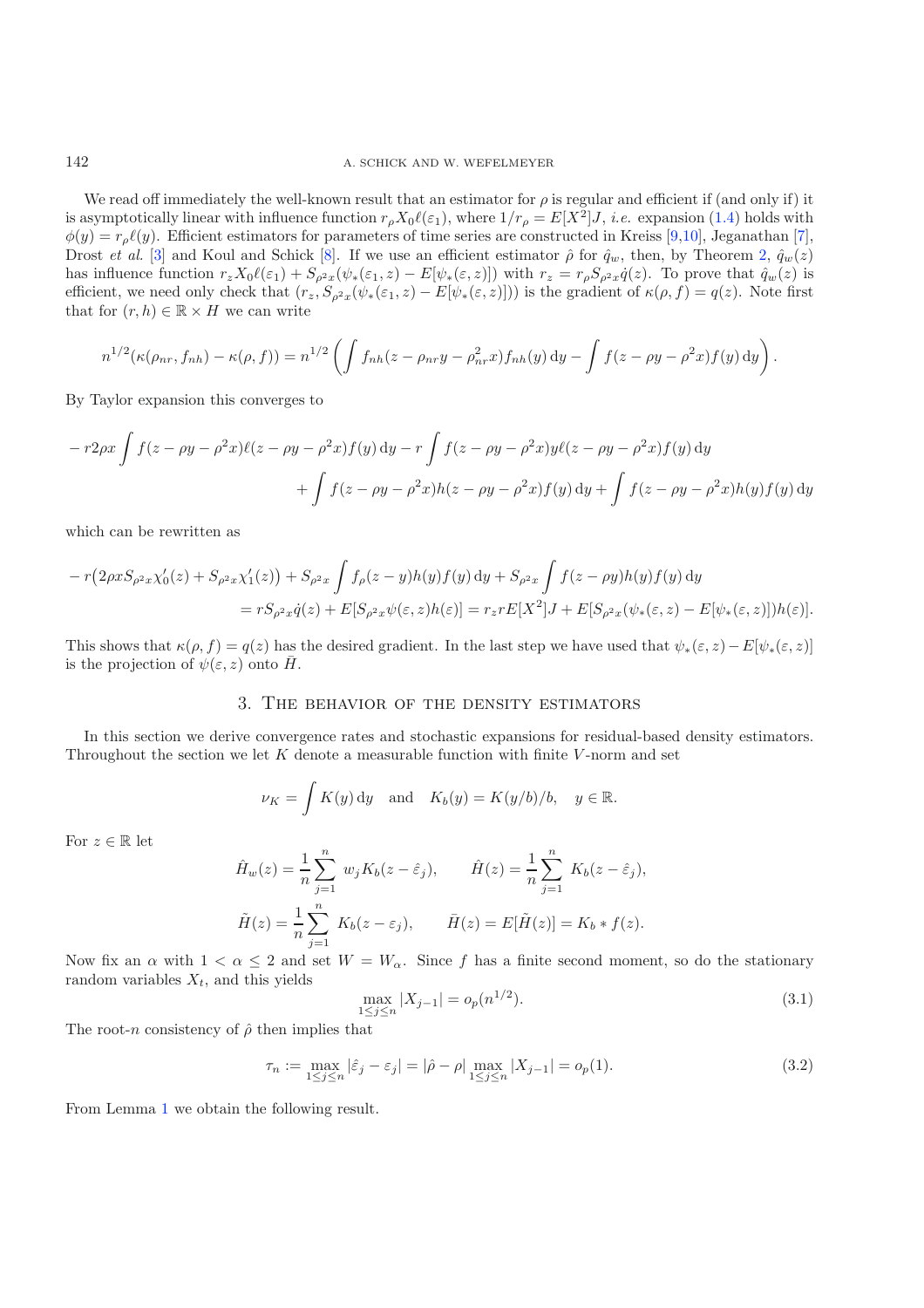We read off immediately the well-known result that an estimator for $\rho$ is regular and efficient if (and only if) it is asymptotically linear with influence function $r_\rho X_0 \ell(\varepsilon_1)$, where $1/r_\rho = E[X^2]J$, *i.e.* expansion (1.4) holds with $\phi(y) = r_\rho \ell(y)$. Efficient estimators for parameters of time series are constructed in Kreiss [9,10], Jeganathan [7], Drost *et al.* [3] and Koul and Schick [8]. If we use an efficient estimator $\hat\rho$ for $\hat q_w$, then, by Theorem 2, $\hat q_w(z)$ has influence function $r_z X_0 \ell(\varepsilon_1) + S_{\rho^2 x}(\psi_*(\varepsilon_1, z) - E[\psi_*(\varepsilon, z)])$ with $r_z = r_\rho S_{\rho^2 x} \dot q(z)$. To prove that $\hat q_w(z)$ is efficient, we need only check that $(r_z, S_{\rho^2 x}(\psi_*(\varepsilon_1, z) - E[\psi_*(\varepsilon, z)]))$ is the gradient of $\kappa(\rho, f) = q(z)$. Note first that for $(r, h) \in \mathbb{R} \times H$ we can write

$$n^{1/2}(\kappa(\rho_{nr}, f_{nh}) - \kappa(\rho, f)) = n^{1/2}\left(\int f_{nh}(z - \rho_{nr} y - \rho_{nr}^2 x) f_{nh}(y)\,\mathrm{d}y - \int f(z - \rho y - \rho^2 x) f(y)\,\mathrm{d}y\right).$$

By Taylor expansion this converges to

$$\begin{aligned}
&-r2\rho x \int f(z-\rho y - \rho^2 x)\ell(z - \rho y - \rho^2 x) f(y)\,\mathrm{d}y - r\int f(z - \rho y - \rho^2 x) y \ell(z - \rho y - \rho^2 x) f(y)\,\mathrm{d}y \\
&\qquad + \int f(z - \rho y - \rho^2 x) h(z - \rho y - \rho^2 x) f(y)\,\mathrm{d}y + \int f(z - \rho y - \rho^2 x) h(y) f(y)\,\mathrm{d}y
\end{aligned}$$

which can be rewritten as

$$\begin{aligned}
&-r\big(2\rho x S_{\rho^2 x}\chi_0'(z) + S_{\rho^2 x}\chi_1'(z)\big) + S_{\rho^2 x}\int f_\rho(z - y) h(y) f(y)\,\mathrm{d}y + S_{\rho^2 x}\int f(z - \rho y) h(y) f(y)\,\mathrm{d}y \\
&\qquad = r S_{\rho^2 x}\dot q(z) + E[S_{\rho^2 x}\psi(\varepsilon, z) h(\varepsilon)] = r_z r E[X^2]J + E[S_{\rho^2 x}(\psi_*(\varepsilon, z) - E[\psi_*(\varepsilon, z)]) h(\varepsilon)].
\end{aligned}$$

This shows that $\kappa(\rho, f) = q(z)$ has the desired gradient. In the last step we have used that $\psi_*(\varepsilon, z) - E[\psi_*(\varepsilon, z)]$ is the projection of $\psi(\varepsilon, z)$ onto $\bar H$.

## 3. The behavior of the density estimators

In this section we derive convergence rates and stochastic expansions for residual-based density estimators. Throughout the section we let $K$ denote a measurable function with finite $V$-norm and set

$$\nu_K = \int K(y)\,\mathrm{d}y \quad \text{and} \quad K_b(y) = K(y/b)/b, \quad y \in \mathbb{R}.$$

For $z \in \mathbb{R}$ let

$$\hat H_w(z) = \frac{1}{n}\sum_{j=1}^n w_j K_b(z - \hat\varepsilon_j), \qquad \hat H(z) = \frac{1}{n}\sum_{j=1}^n K_b(z - \hat\varepsilon_j),$$

$$\tilde H(z) = \frac{1}{n}\sum_{j=1}^n K_b(z - \varepsilon_j), \qquad \bar H(z) = E[\tilde H(z)] = K_b * f(z).$$

Now fix an $\alpha$ with $1 < \alpha \le 2$ and set $W = W_\alpha$. Since $f$ has a finite second moment, so do the stationary random variables $X_t$, and this yields

$$\max_{1 \le j \le n} |X_{j-1}| = o_p(n^{1/2}). \tag{3.1}$$

The root-$n$ consistency of $\hat\rho$ then implies that

$$\tau_n := \max_{1\le j\le n} |\hat\varepsilon_j - \varepsilon_j| = |\hat\rho - \rho| \max_{1 \le j \le n}|X_{j-1}| = o_p(1). \tag{3.2}$$

From Lemma 1 we obtain the following result.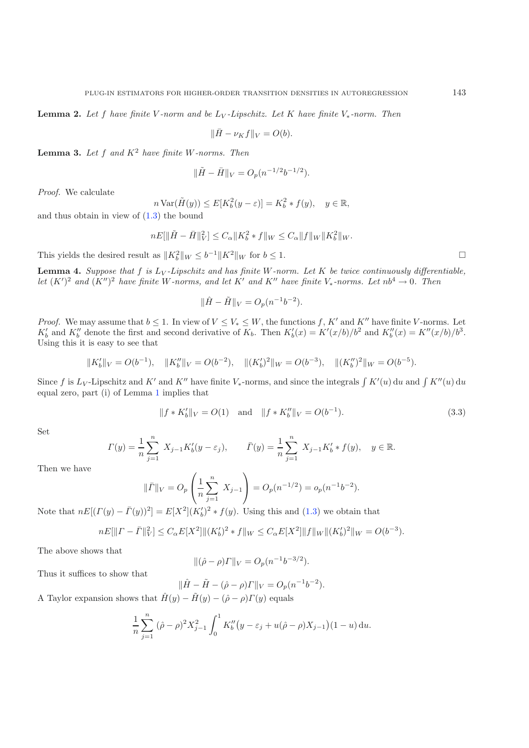**Lemma 2.** *Let $f$ have finite $V$-norm and be $L_V$-Lipschitz. Let $K$ have finite $V_*$-norm. Then*

$$\|\bar{H} - \nu_K f\|_V = O(b).$$

**Lemma 3.** *Let $f$ and $K^2$ have finite $W$-norms. Then*

$$\|\tilde{H} - \bar{H}\|_V = O_p(n^{-1/2} b^{-1/2}).$$

*Proof.* We calculate

$$n \operatorname{Var}(\tilde{H}(y)) \le E[K_b^2(y - \varepsilon)] = K_b^2 * f(y), \quad y \in \mathbb{R},$$

and thus obtain in view of (1.3) the bound

$$nE[\|\tilde{H} - \bar{H}\|_V^2] \le C_\alpha \|K_b^2 * f\|_W \le C_\alpha \|f\|_W \|K_b^2\|_W.$$

This yields the desired result as $\|K_b^2\|_W \le b^{-1}\|K^2\|_W$ for $b \le 1$. □

**Lemma 4.** *Suppose that $f$ is $L_V$-Lipschitz and has finite $W$-norm. Let $K$ be twice continuously differentiable, let $(K')^2$ and $(K'')^2$ have finite $W$-norms, and let $K'$ and $K''$ have finite $V_*$-norms. Let $nb^4 \to 0$. Then*

$$\|\hat{H} - \tilde{H}\|_V = O_p(n^{-1} b^{-2}).$$

*Proof.* We may assume that $b \le 1$. In view of $V \le V_* \le W$, the functions $f$, $K'$ and $K''$ have finite $V$-norms. Let $K_b'$ and $K_b''$ denote the first and second derivative of $K_b$. Then $K_b'(x) = K'(x/b)/b^2$ and $K_b''(x) = K''(x/b)/b^3$. Using this it is easy to see that

$$\|K_b'\|_V = O(b^{-1}), \quad \|K_b''\|_V = O(b^{-2}), \quad \|(K_b')^2\|_W = O(b^{-3}), \quad \|(K_b'')^2\|_W = O(b^{-5}).$$

Since $f$ is $L_V$-Lipschitz and $K'$ and $K''$ have finite $V_*$-norms, and since the integrals $\int K'(u)\,\mathrm{d}u$ and $\int K''(u)\,\mathrm{d}u$ equal zero, part (i) of Lemma 1 implies that

$$\|f * K_b'\|_V = O(1) \quad \text{and} \quad \|f * K_b''\|_V = O(b^{-1}). \tag{3.3}$$

Set

$$\Gamma(y) = \frac{1}{n}\sum_{j=1}^n X_{j-1} K_b'(y - \varepsilon_j), \qquad \bar{\Gamma}(y) = \frac{1}{n}\sum_{j=1}^n X_{j-1} K_b' * f(y), \quad y \in \mathbb{R}.$$

Then we have

$$\|\bar{\Gamma}\|_V = O_p\left(\frac{1}{n}\sum_{j=1}^n X_{j-1}\right) = O_p(n^{-1/2}) = o_p(n^{-1}b^{-2}).$$

Note that $nE[(\Gamma(y) - \bar{\Gamma}(y))^2] = E[X^2](K_b')^2 * f(y)$. Using this and (1.3) we obtain that

$$nE[\|\Gamma - \bar{\Gamma}\|_V^2] \le C_\alpha E[X^2] \|(K_b')^2 * f\|_W \le C_\alpha E[X^2] \|f\|_W \|(K_b')^2\|_W = O(b^{-3}).$$

The above shows that

$$\|(\hat{\rho} - \rho)\Gamma\|_V = O_p(n^{-1}b^{-3/2}).$$

Thus it suffices to show that

$$\|\hat{H} - \tilde{H} - (\hat{\rho} - \rho)\Gamma\|_V = O_p(n^{-1}b^{-2}).$$

A Taylor expansion shows that $\hat{H}(y) - \tilde{H}(y) - (\hat{\rho} - \rho)\Gamma(y)$ equals

$$\frac{1}{n}\sum_{j=1}^n (\hat{\rho} - \rho)^2 X_{j-1}^2 \int_0^1 K_b''\big(y - \varepsilon_j + u(\hat{\rho} - \rho)X_{j-1}\big)(1 - u)\,\mathrm{d}u.$$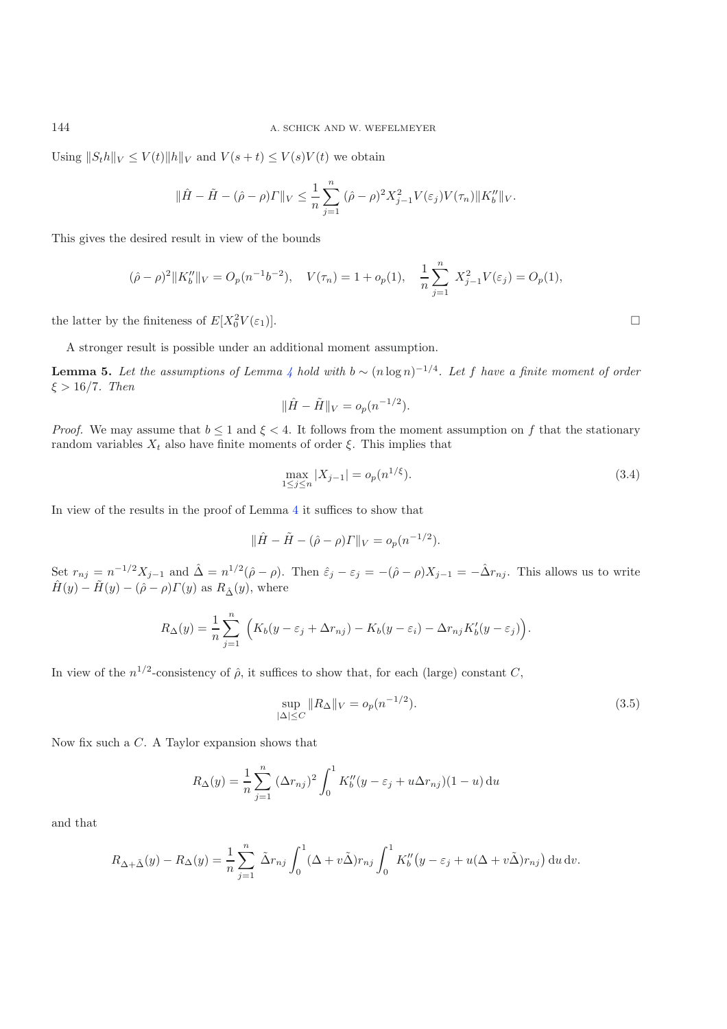Using $\|S_t h\|_V \le V(t)\|h\|_V$ and $V(s+t) \le V(s)V(t)$ we obtain

$$\|\hat{H} - \tilde{H} - (\hat{\rho} - \rho)\Gamma\|_V \le \frac{1}{n}\sum_{j=1}^{n} (\hat{\rho} - \rho)^2 X_{j-1}^2 V(\varepsilon_j) V(\tau_n) \|K_b''\|_V.$$

This gives the desired result in view of the bounds

$$(\hat{\rho} - \rho)^2 \|K_b''\|_V = O_p(n^{-1}b^{-2}), \quad V(\tau_n) = 1 + o_p(1), \quad \frac{1}{n}\sum_{j=1}^{n} X_{j-1}^2 V(\varepsilon_j) = O_p(1),$$

the latter by the finiteness of $E[X_0^2 V(\varepsilon_1)]$. □

A stronger result is possible under an additional moment assumption.

**Lemma 5.** *Let the assumptions of Lemma 4 hold with $b \sim (n \log n)^{-1/4}$. Let $f$ have a finite moment of order $\xi > 16/7$. Then*

$$\|\hat{H} - \tilde{H}\|_V = o_p(n^{-1/2}).$$

*Proof.* We may assume that $b \le 1$ and $\xi < 4$. It follows from the moment assumption on $f$ that the stationary random variables $X_t$ also have finite moments of order $\xi$. This implies that

$$\max_{1 \le j \le n} |X_{j-1}| = o_p(n^{1/\xi}). \tag{3.4}$$

In view of the results in the proof of Lemma 4 it suffices to show that

$$\|\hat{H} - \tilde{H} - (\hat{\rho} - \rho)\Gamma\|_V = o_p(n^{-1/2}).$$

Set $r_{nj} = n^{-1/2} X_{j-1}$ and $\hat{\Delta} = n^{1/2}(\hat{\rho} - \rho)$. Then $\hat{\varepsilon}_j - \varepsilon_j = -(\hat{\rho} - \rho)X_{j-1} = -\hat{\Delta} r_{nj}$. This allows us to write $\hat{H}(y) - \tilde{H}(y) - (\hat{\rho} - \rho)\Gamma(y)$ as $R_{\hat{\Delta}}(y)$, where

$$R_\Delta(y) = \frac{1}{n}\sum_{j=1}^{n} \Big( K_b(y - \varepsilon_j + \Delta r_{nj}) - K_b(y - \varepsilon_i) - \Delta r_{nj} K_b'(y - \varepsilon_j) \Big).$$

In view of the $n^{1/2}$-consistency of $\hat{\rho}$, it suffices to show that, for each (large) constant $C$,

$$\sup_{|\Delta| \le C} \|R_\Delta\|_V = o_p(n^{-1/2}). \tag{3.5}$$

Now fix such a $C$. A Taylor expansion shows that

$$R_\Delta(y) = \frac{1}{n}\sum_{j=1}^{n} (\Delta r_{nj})^2 \int_0^1 K_b''(y - \varepsilon_j + u\Delta r_{nj})(1-u)\,\mathrm{d}u$$

and that

$$R_{\Delta+\tilde{\Delta}}(y) - R_\Delta(y) = \frac{1}{n}\sum_{j=1}^{n} \tilde{\Delta} r_{nj} \int_0^1 (\Delta + v\tilde{\Delta}) r_{nj} \int_0^1 K_b''\big(y - \varepsilon_j + u(\Delta + v\tilde{\Delta}) r_{nj}\big)\,\mathrm{d}u\,\mathrm{d}v.$$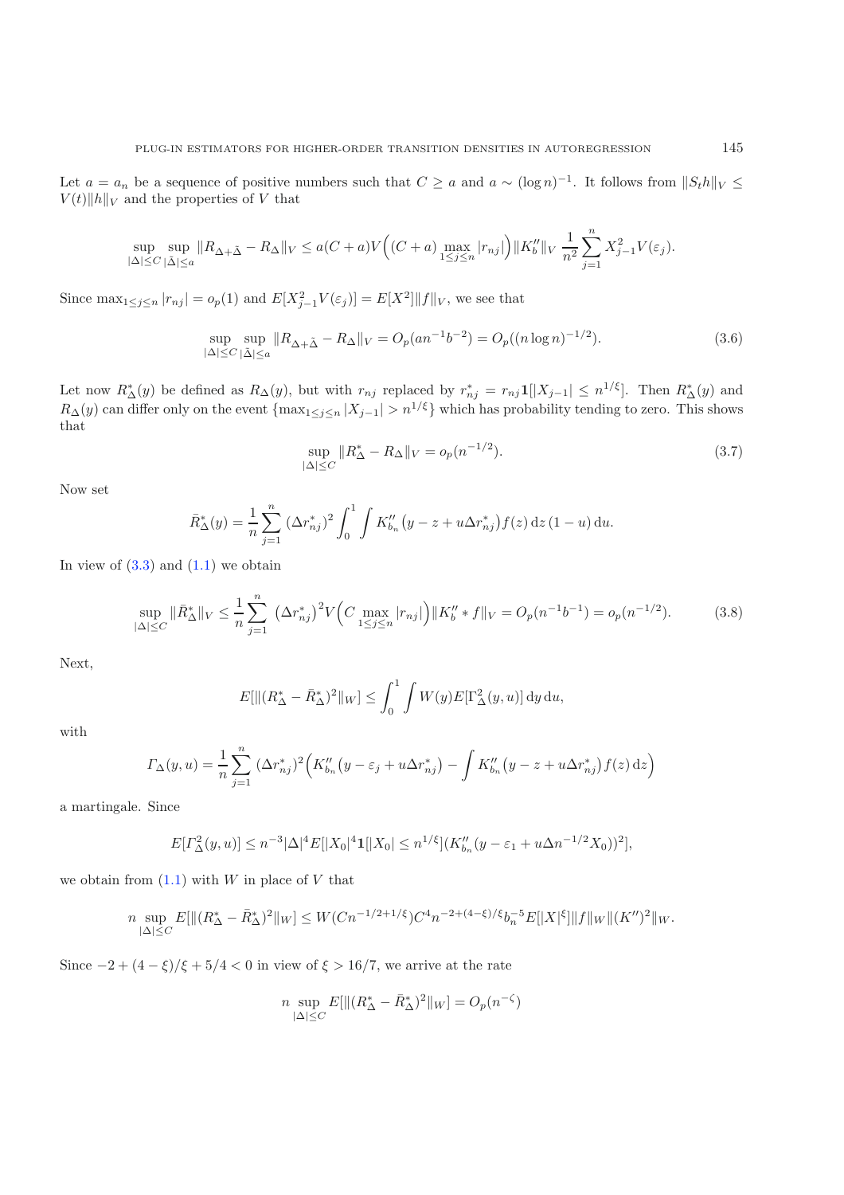Let $a = a_n$ be a sequence of positive numbers such that $C \geq a$ and $a \sim (\log n)^{-1}$. It follows from $\|S_t h\|_V \leq V(t)\|h\|_V$ and the properties of $V$ that

$$\sup_{|\Delta|\leq C} \sup_{|\tilde{\Delta}|\leq a} \|R_{\Delta+\tilde{\Delta}} - R_\Delta\|_V \leq a(C+a)V\Big((C+a)\max_{1\leq j\leq n}|r_{nj}|\Big)\|K_b''\|_V \, \frac{1}{n^2}\sum_{j=1}^n X_{j-1}^2 V(\varepsilon_j).$$

Since $\max_{1\leq j\leq n}|r_{nj}| = o_p(1)$ and $E[X_{j-1}^2 V(\varepsilon_j)] = E[X^2]\|f\|_V$, we see that

$$\sup_{|\Delta|\leq C} \sup_{|\tilde{\Delta}|\leq a} \|R_{\Delta+\tilde{\Delta}} - R_\Delta\|_V = O_p(an^{-1}b^{-2}) = O_p((n\log n)^{-1/2}). \tag{3.6}$$

Let now $R_\Delta^*(y)$ be defined as $R_\Delta(y)$, but with $r_{nj}$ replaced by $r_{nj}^* = r_{nj}\mathbf{1}[|X_{j-1}| \leq n^{1/\xi}]$. Then $R_\Delta^*(y)$ and $R_\Delta(y)$ can differ only on the event $\{\max_{1\leq j\leq n}|X_{j-1}| > n^{1/\xi}\}$ which has probability tending to zero. This shows that

$$\sup_{|\Delta|\leq C}\|R_\Delta^* - R_\Delta\|_V = o_p(n^{-1/2}). \tag{3.7}$$

Now set

$$\bar{R}_\Delta^*(y) = \frac{1}{n}\sum_{j=1}^n (\Delta r_{nj}^*)^2 \int_0^1 \int K_{b_n}''\big(y - z + u\Delta r_{nj}^*\big) f(z)\,\mathrm{d}z\,(1-u)\,\mathrm{d}u.$$

In view of (3.3) and (1.1) we obtain

$$\sup_{|\Delta|\leq C}\|\bar{R}_\Delta^*\|_V \leq \frac{1}{n}\sum_{j=1}^n \big(\Delta r_{nj}^*\big)^2 V\Big(C\max_{1\leq j\leq n}|r_{nj}|\Big)\|K_b'' * f\|_V = O_p(n^{-1}b^{-1}) = o_p(n^{-1/2}). \tag{3.8}$$

Next,

$$E[\|(R_\Delta^* - \bar{R}_\Delta^*)^2\|_W] \leq \int_0^1 \int W(y) E[\Gamma_\Delta^2(y,u)]\,\mathrm{d}y\,\mathrm{d}u,$$

with

$$\Gamma_\Delta(y,u) = \frac{1}{n}\sum_{j=1}^n (\Delta r_{nj}^*)^2 \Big(K_{b_n}''\big(y - \varepsilon_j + u\Delta r_{nj}^*\big) - \int K_{b_n}''\big(y - z + u\Delta r_{nj}^*\big) f(z)\,\mathrm{d}z\Big)$$

a martingale. Since

$$E[\Gamma_\Delta^2(y,u)] \leq n^{-3}|\Delta|^4 E[|X_0|^4 \mathbf{1}[|X_0| \leq n^{1/\xi}](K_{b_n}''(y - \varepsilon_1 + u\Delta n^{-1/2}X_0))^2],$$

we obtain from (1.1) with $W$ in place of $V$ that

$$n\sup_{|\Delta|\leq C} E[\|(R_\Delta^* - \bar{R}_\Delta^*)^2\|_W] \leq W(Cn^{-1/2+1/\xi})C^4 n^{-2+(4-\xi)/\xi} b_n^{-5} E[|X|^\xi]\|f\|_W \|(K'')^2\|_W.$$

Since $-2 + (4-\xi)/\xi + 5/4 < 0$ in view of $\xi > 16/7$, we arrive at the rate

$$n\sup_{|\Delta|\leq C} E[\|(R_\Delta^* - \bar{R}_\Delta^*)^2\|_W] = O_p(n^{-\zeta})$$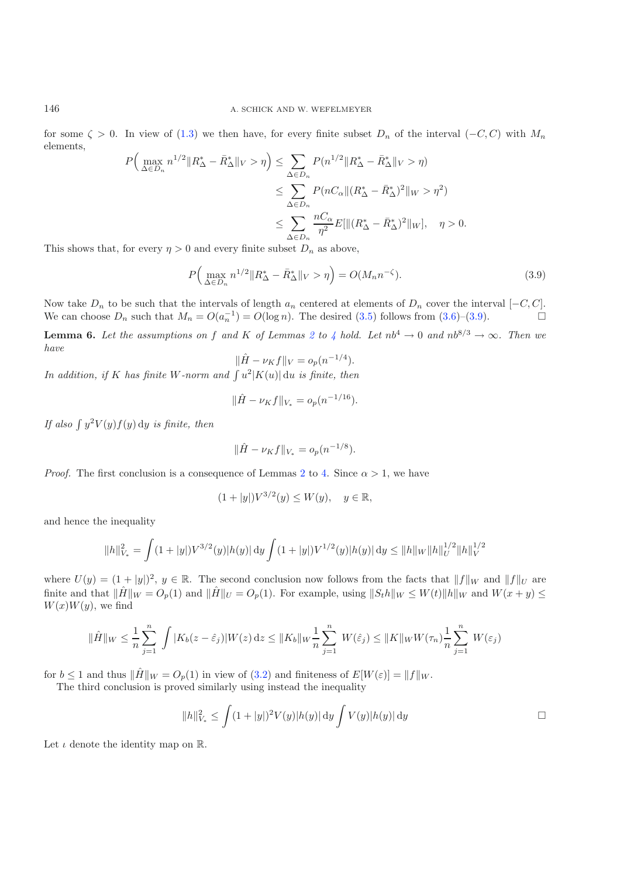for some $\zeta > 0$. In view of (1.3) we then have, for every finite subset $D_n$ of the interval $(-C, C)$ with $M_n$ elements,

$$
\begin{aligned}
P\Big(\max_{\Delta \in D_n} n^{1/2}\|R^*_\Delta - \bar{R}^*_\Delta\|_V > \eta\Big) &\le \sum_{\Delta \in D_n} P(n^{1/2}\|R^*_\Delta - \bar{R}^*_\Delta\|_V > \eta) \\
&\le \sum_{\Delta \in D_n} P(nC_\alpha\|(R^*_\Delta - \bar{R}^*_\Delta)^2\|_W > \eta^2) \\
&\le \sum_{\Delta \in D_n} \frac{nC_\alpha}{\eta^2} E[\|(R^*_\Delta - \bar{R}^*_\Delta)^2\|_W], \quad \eta > 0.
\end{aligned}
$$

This shows that, for every $\eta > 0$ and every finite subset $D_n$ as above,

$$
P\Big(\max_{\Delta \in D_n} n^{1/2}\|R^*_\Delta - \bar{R}^*_\Delta\|_V > \eta\Big) = O(M_n n^{-\zeta}). \tag{3.9}
$$

Now take $D_n$ to be such that the intervals of length $a_n$ centered at elements of $D_n$ cover the interval $[-C, C]$. We can choose $D_n$ such that $M_n = O(a_n^{-1}) = O(\log n)$. The desired (3.5) follows from (3.6)–(3.9). $\square$

**Lemma 6.** *Let the assumptions on $f$ and $K$ of Lemmas 2 to 4 hold. Let $nb^4 \to 0$ and $nb^{8/3} \to \infty$. Then we have*

$$
\|\hat{H} - \nu_K f\|_V = o_p(n^{-1/4}).
$$

*In addition, if $K$ has finite $W$-norm and $\int u^2|K(u)|\,\mathrm{d}u$ is finite, then*

$$
\|\hat{H} - \nu_K f\|_{V_*} = o_p(n^{-1/16}).
$$

*If also $\int y^2 V(y) f(y)\,\mathrm{d}y$ is finite, then*

$$
\|\hat{H} - \nu_K f\|_{V_*} = o_p(n^{-1/8}).
$$

*Proof.* The first conclusion is a consequence of Lemmas 2 to 4. Since $\alpha > 1$, we have

$$
(1 + |y|)V^{3/2}(y) \le W(y), \quad y \in \mathbb{R},
$$

and hence the inequality

$$
\|h\|_{V_*}^2 = \int (1 + |y|)V^{3/2}(y)|h(y)|\,\mathrm{d}y \int (1 + |y|)V^{1/2}(y)|h(y)|\,\mathrm{d}y \le \|h\|_W \|h\|_U^{1/2} \|h\|_V^{1/2}
$$

where $U(y) = (1 + |y|)^2$, $y \in \mathbb{R}$. The second conclusion now follows from the facts that $\|f\|_W$ and $\|f\|_U$ are finite and that $\|\hat{H}\|_W = O_p(1)$ and $\|\hat{H}\|_U = O_p(1)$. For example, using $\|S_t h\|_W \le W(t)\|h\|_W$ and $W(x + y) \le W(x)W(y)$, we find

$$
\|\hat{H}\|_W \le \frac{1}{n}\sum_{j=1}^n \int |K_b(z - \hat{\varepsilon}_j)| W(z)\,\mathrm{d}z \le \|K_b\|_W \frac{1}{n}\sum_{j=1}^n W(\hat{\varepsilon}_j) \le \|K\|_W W(\tau_n)\frac{1}{n}\sum_{j=1}^n W(\varepsilon_j)
$$

for $b \le 1$ and thus $\|\hat{H}\|_W = O_p(1)$ in view of (3.2) and finiteness of $E[W(\varepsilon)] = \|f\|_W$.

The third conclusion is proved similarly using instead the inequality

$$
\|h\|_{V_*}^2 \le \int (1 + |y|)^2 V(y)|h(y)|\,\mathrm{d}y \int V(y)|h(y)|\,\mathrm{d}y \qquad \square
$$

Let $\iota$ denote the identity map on $\mathbb{R}$.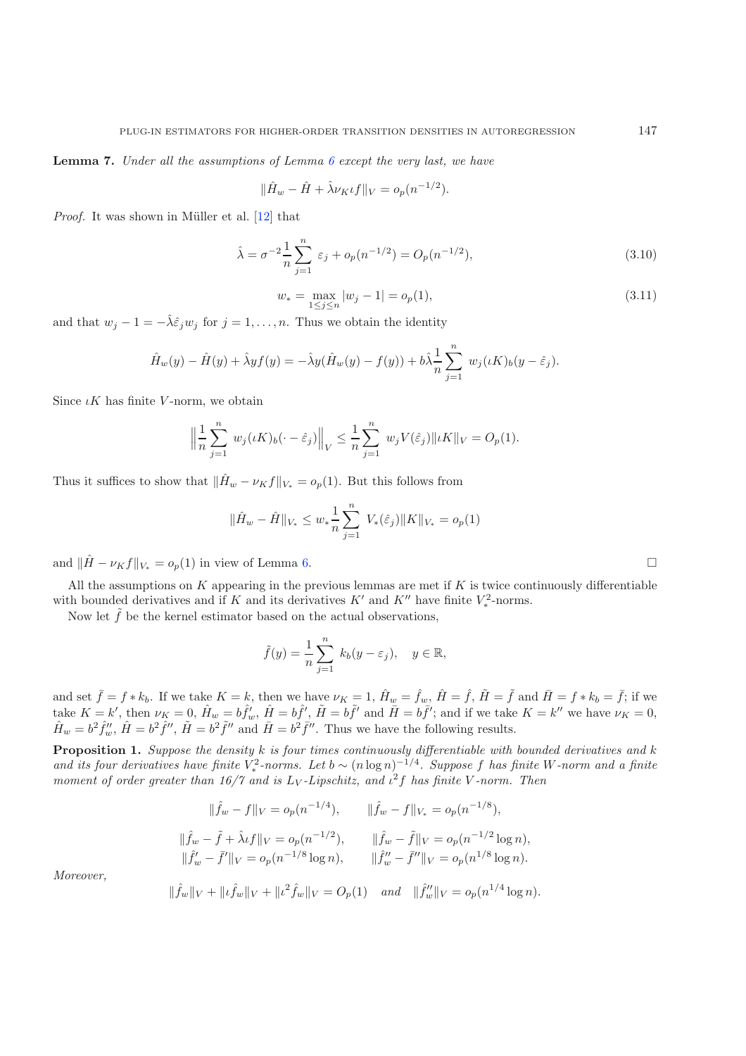**Lemma 7.** *Under all the assumptions of Lemma 6 except the very last, we have*

$$\|\hat{H}_w - \hat{H} + \hat{\lambda}\nu_K \iota f\|_V = o_p(n^{-1/2}).$$

*Proof.* It was shown in Müller et al. [12] that

$$\hat{\lambda} = \sigma^{-2}\frac{1}{n}\sum_{j=1}^{n} \varepsilon_j + o_p(n^{-1/2}) = O_p(n^{-1/2}), \tag{3.10}$$

$$w_* = \max_{1\le j\le n} |w_j - 1| = o_p(1), \tag{3.11}$$

and that $w_j - 1 = -\hat{\lambda}\hat{\varepsilon}_j w_j$ for $j = 1, \ldots, n$. Thus we obtain the identity

$$\hat{H}_w(y) - \hat{H}(y) + \hat{\lambda} y f(y) = -\hat{\lambda} y(\hat{H}_w(y) - f(y)) + b\hat{\lambda}\frac{1}{n}\sum_{j=1}^{n} w_j(\iota K)_b(y - \hat{\varepsilon}_j).$$

Since $\iota K$ has finite $V$-norm, we obtain

$$\Big\|\frac{1}{n}\sum_{j=1}^{n} w_j(\iota K)_b(\cdot - \hat{\varepsilon}_j)\Big\|_V \le \frac{1}{n}\sum_{j=1}^{n} w_j V(\hat{\varepsilon}_j)\|\iota K\|_V = O_p(1).$$

Thus it suffices to show that $\|\hat{H}_w - \nu_K f\|_{V_*} = o_p(1)$. But this follows from

$$\|\hat{H}_w - \hat{H}\|_{V_*} \le w_* \frac{1}{n}\sum_{j=1}^{n} V_*(\hat{\varepsilon}_j)\|K\|_{V_*} = o_p(1)$$

and $\|\hat{H} - \nu_K f\|_{V_*} = o_p(1)$ in view of Lemma 6. □

All the assumptions on $K$ appearing in the previous lemmas are met if $K$ is twice continuously differentiable with bounded derivatives and if $K$ and its derivatives $K'$ and $K''$ have finite $V_*^2$-norms.

Now let $\tilde{f}$ be the kernel estimator based on the actual observations,

$$\tilde{f}(y) = \frac{1}{n}\sum_{j=1}^{n} k_b(y - \varepsilon_j), \quad y \in \mathbb{R},$$

and set $\bar{f} = f * k_b$. If we take $K = k$, then we have $\nu_K = 1$, $\hat{H}_w = \hat{f}_w$, $\hat{H} = \hat{f}$, $\tilde{H} = \tilde{f}$ and $\bar{H} = f * k_b = \bar{f}$; if we take $K = k'$, then $\nu_K = 0$, $\hat{H}_w = b\hat{f}'_w$, $\hat{H} = b\hat{f}'$, $\tilde{H} = b\tilde{f}'$ and $\bar{H} = b\bar{f}'$; and if we take $K = k''$ we have $\nu_K = 0$, $\hat{H}_w = b^2\hat{f}''_w$, $\hat{H} = b^2\hat{f}''$, $\tilde{H} = b^2\tilde{f}''$ and $\bar{H} = b^2\bar{f}''$. Thus we have the following results.

**Proposition 1.** *Suppose the density $k$ is four times continuously differentiable with bounded derivatives and $k$ and its four derivatives have finite $V_*^2$-norms. Let $b \sim (n \log n)^{-1/4}$. Suppose $f$ has finite $W$-norm and a finite moment of order greater than 16/7 and is $L_V$-Lipschitz, and $\iota^2 f$ has finite $V$-norm. Then*

$$\|\hat{f}_w - f\|_V = o_p(n^{-1/4}), \qquad \|\hat{f}_w - f\|_{V_*} = o_p(n^{-1/8}),$$

$$\|\hat{f}_w - \tilde{f} + \hat{\lambda}\iota f\|_V = o_p(n^{-1/2}), \qquad \|\hat{f}_w - \tilde{f}\|_V = o_p(n^{-1/2}\log n),$$
$$\|\hat{f}'_w - \bar{f}'\|_V = o_p(n^{-1/8}\log n), \qquad \|\hat{f}''_w - \bar{f}''\|_V = o_p(n^{1/8}\log n).$$

*Moreover,*

$$\|\hat{f}_w\|_V + \|\iota\hat{f}_w\|_V + \|\iota^2\hat{f}_w\|_V = O_p(1) \quad \text{and} \quad \|\hat{f}''_w\|_V = o_p(n^{1/4}\log n).$$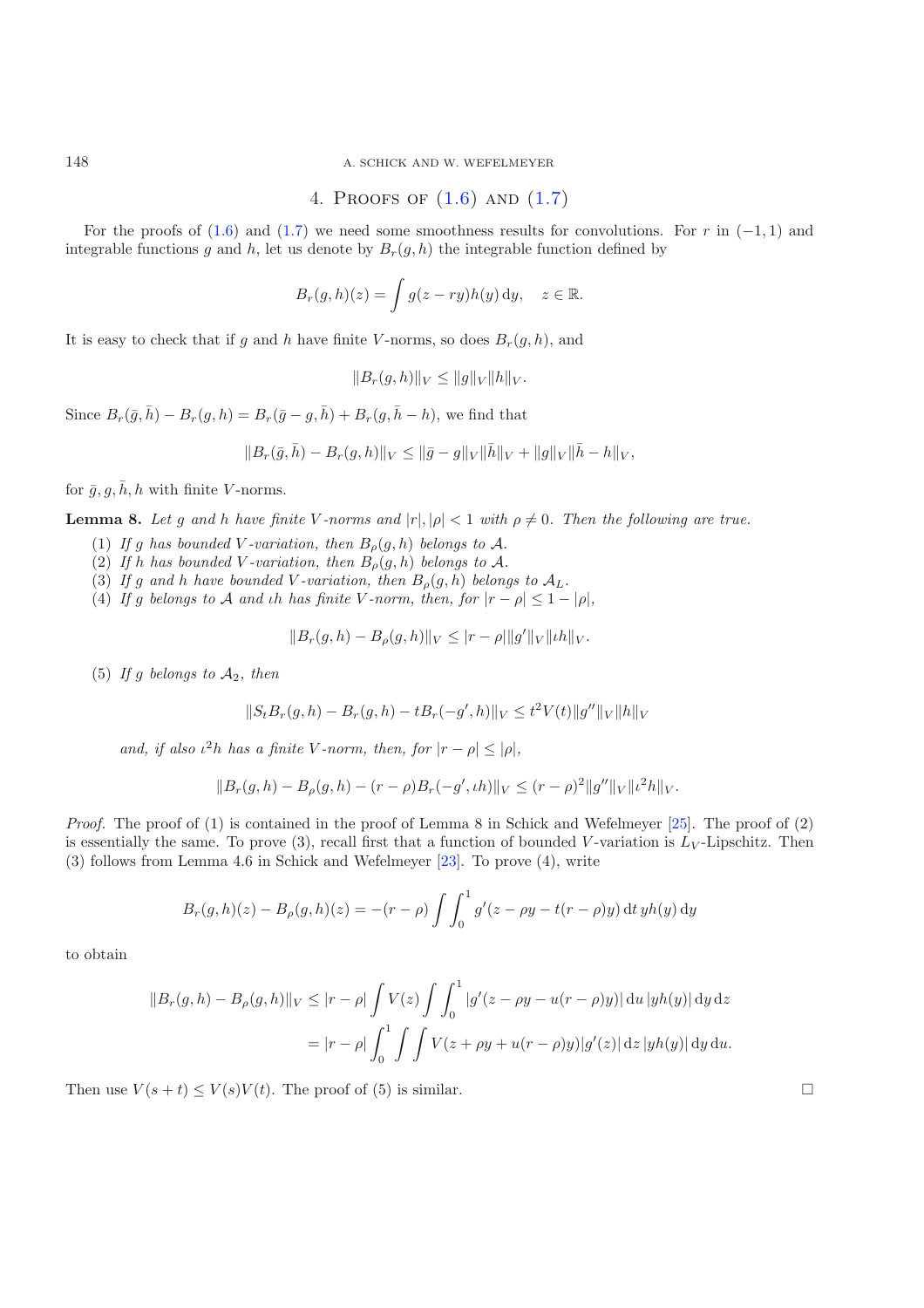## 4. Proofs of (1.6) and (1.7)

For the proofs of (1.6) and (1.7) we need some smoothness results for convolutions. For $r$ in $(-1,1)$ and integrable functions $g$ and $h$, let us denote by $B_r(g,h)$ the integrable function defined by

$$B_r(g,h)(z) = \int g(z-ry)h(y)\,\mathrm{d}y, \quad z \in \mathbb{R}.$$

It is easy to check that if $g$ and $h$ have finite $V$-norms, so does $B_r(g,h)$, and

$$\|B_r(g,h)\|_V \leq \|g\|_V \|h\|_V.$$

Since $B_r(\bar{g},\bar{h}) - B_r(g,h) = B_r(\bar{g}-g,\bar{h}) + B_r(g,\bar{h}-h)$, we find that

$$\|B_r(\bar{g},\bar{h}) - B_r(g,h)\|_V \leq \|\bar{g}-g\|_V \|\bar{h}\|_V + \|g\|_V \|\bar{h}-h\|_V,$$

for $\bar{g}, g, \bar{h}, h$ with finite $V$-norms.

**Lemma 8.** *Let $g$ and $h$ have finite $V$-norms and $|r|, |\rho| < 1$ with $\rho \neq 0$. Then the following are true.*

1. *If $g$ has bounded $V$-variation, then $B_\rho(g,h)$ belongs to $\mathcal{A}$.*
2. *If $h$ has bounded $V$-variation, then $B_\rho(g,h)$ belongs to $\mathcal{A}$.*
3. *If $g$ and $h$ have bounded $V$-variation, then $B_\rho(g,h)$ belongs to $\mathcal{A}_L$.*
4. *If $g$ belongs to $\mathcal{A}$ and $\iota h$ has finite $V$-norm, then, for $|r-\rho| \leq 1-|\rho|$,*

$$\|B_r(g,h) - B_\rho(g,h)\|_V \leq |r-\rho| \|g'\|_V \|\iota h\|_V.$$

5. *If $g$ belongs to $\mathcal{A}_2$, then*

$$\|S_t B_r(g,h) - B_r(g,h) - tB_r(-g',h)\|_V \leq t^2 V(t) \|g''\|_V \|h\|_V$$

*and, if also $\iota^2 h$ has a finite $V$-norm, then, for $|r-\rho| \leq |\rho|$,*

$$\|B_r(g,h) - B_\rho(g,h) - (r-\rho)B_r(-g',\iota h)\|_V \leq (r-\rho)^2 \|g''\|_V \|\iota^2 h\|_V.$$

*Proof.* The proof of (1) is contained in the proof of Lemma 8 in Schick and Wefelmeyer [25]. The proof of (2) is essentially the same. To prove (3), recall first that a function of bounded $V$-variation is $L_V$-Lipschitz. Then (3) follows from Lemma 4.6 in Schick and Wefelmeyer [23]. To prove (4), write

$$B_r(g,h)(z) - B_\rho(g,h)(z) = -(r-\rho)\int\int_0^1 g'(z-\rho y - t(r-\rho)y)\,\mathrm{d}t\, yh(y)\,\mathrm{d}y$$

to obtain

$$\begin{aligned}
\|B_r(g,h) - B_\rho(g,h)\|_V &\leq |r-\rho| \int V(z) \int\int_0^1 |g'(z-\rho y - u(r-\rho)y)|\,\mathrm{d}u\,|yh(y)|\,\mathrm{d}y\,\mathrm{d}z \\
&= |r-\rho| \int_0^1 \int\int V(z+\rho y + u(r-\rho)y)|g'(z)|\,\mathrm{d}z\,|yh(y)|\,\mathrm{d}y\,\mathrm{d}u.
\end{aligned}$$

Then use $V(s+t) \leq V(s)V(t)$. The proof of (5) is similar. □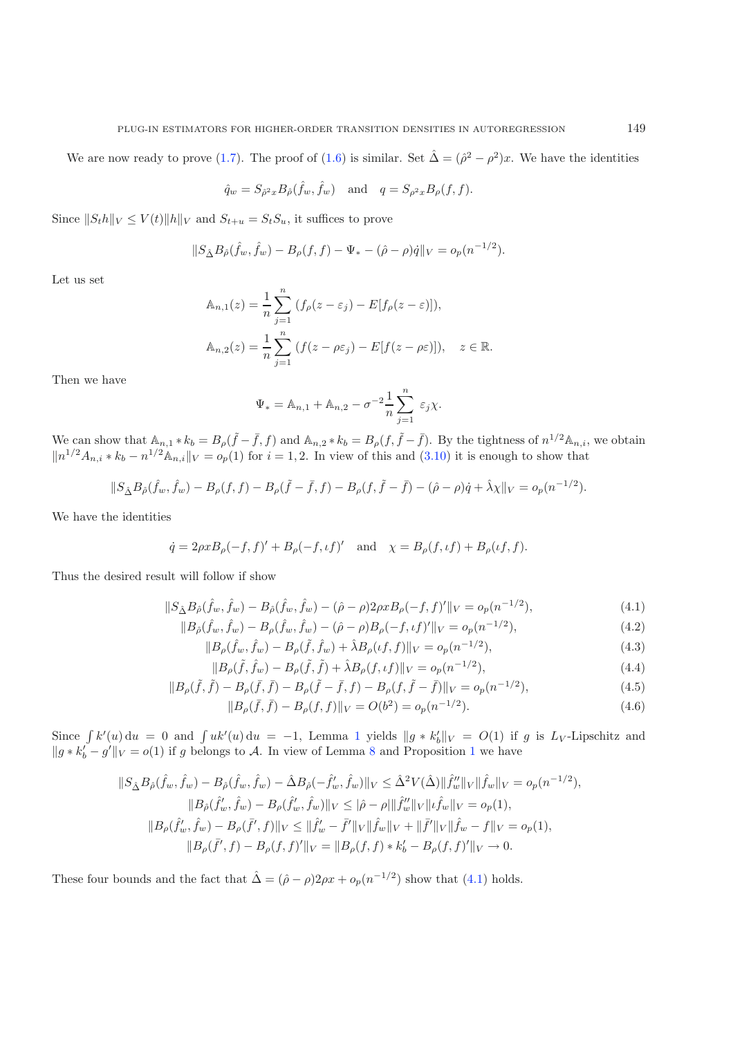We are now ready to prove (1.7). The proof of (1.6) is similar. Set $\hat{\Delta} = (\hat{\rho}^2 - \rho^2)x$. We have the identities

$$\hat{q}_w = S_{\hat{\rho}^2 x} B_{\hat{\rho}}(\hat{f}_w, \hat{f}_w) \quad \text{and} \quad q = S_{\rho^2 x} B_\rho(f, f).$$

Since $\|S_t h\|_V \leq V(t)\|h\|_V$ and $S_{t+u} = S_t S_u$, it suffices to prove

$$\|S_{\hat{\Delta}} B_{\hat{\rho}}(\hat{f}_w, \hat{f}_w) - B_\rho(f, f) - \Psi_* - (\hat{\rho} - \rho)\dot{q}\|_V = o_p(n^{-1/2}).$$

Let us set

$$\mathbb{A}_{n,1}(z) = \frac{1}{n}\sum_{j=1}^{n} (f_\rho(z - \varepsilon_j) - E[f_\rho(z - \varepsilon)]),$$

$$\mathbb{A}_{n,2}(z) = \frac{1}{n}\sum_{j=1}^{n} (f(z - \rho\varepsilon_j) - E[f(z - \rho\varepsilon)]), \quad z \in \mathbb{R}.$$

Then we have

$$\Psi_* = \mathbb{A}_{n,1} + \mathbb{A}_{n,2} - \sigma^{-2}\frac{1}{n}\sum_{j=1}^{n} \varepsilon_j \chi.$$

We can show that $\mathbb{A}_{n,1} * k_b = B_\rho(\tilde{f} - \bar{f}, f)$ and $\mathbb{A}_{n,2} * k_b = B_\rho(f, \tilde{f} - \bar{f})$. By the tightness of $n^{1/2}\mathbb{A}_{n,i}$, we obtain $\|n^{1/2}A_{n,i} * k_b - n^{1/2}\mathbb{A}_{n,i}\|_V = o_p(1)$ for $i = 1, 2$. In view of this and (3.10) it is enough to show that

$$\|S_{\hat{\Delta}} B_{\hat{\rho}}(\hat{f}_w, \hat{f}_w) - B_\rho(f, f) - B_\rho(\tilde{f} - \bar{f}, f) - B_\rho(f, \tilde{f} - \bar{f}) - (\hat{\rho} - \rho)\dot{q} + \hat{\lambda}\chi\|_V = o_p(n^{-1/2}).$$

We have the identities

$$\dot{q} = 2\rho x B_\rho(-f, f)' + B_\rho(-f, \iota f)' \quad \text{and} \quad \chi = B_\rho(f, \iota f) + B_\rho(\iota f, f).$$

Thus the desired result will follow if show

$$\|S_{\hat{\Delta}} B_{\hat{\rho}}(\hat{f}_w, \hat{f}_w) - B_{\hat{\rho}}(\hat{f}_w, \hat{f}_w) - (\hat{\rho} - \rho)2\rho x B_\rho(-f, f)'\|_V = o_p(n^{-1/2}), \tag{4.1}$$

$$\|B_{\hat{\rho}}(\hat{f}_w, \hat{f}_w) - B_\rho(\hat{f}_w, \hat{f}_w) - (\hat{\rho} - \rho)B_\rho(-f, \iota f)'\|_V = o_p(n^{-1/2}), \tag{4.2}$$

$$\|B_\rho(\hat{f}_w, \hat{f}_w) - B_\rho(\tilde{f}, \hat{f}_w) + \hat{\lambda}B_\rho(\iota f, f)\|_V = o_p(n^{-1/2}), \tag{4.3}$$

$$\|B_\rho(\tilde{f}, \hat{f}_w) - B_\rho(\tilde{f}, \tilde{f}) + \hat{\lambda}B_\rho(f, \iota f)\|_V = o_p(n^{-1/2}), \tag{4.4}$$

$$\|B_\rho(\tilde{f}, \tilde{f}) - B_\rho(\bar{f}, \bar{f}) - B_\rho(\tilde{f} - \bar{f}, f) - B_\rho(f, \tilde{f} - \bar{f})\|_V = o_p(n^{-1/2}), \tag{4.5}$$

$$\|B_\rho(\bar{f}, \bar{f}) - B_\rho(f, f)\|_V = O(b^2) = o_p(n^{-1/2}). \tag{4.6}$$

Since $\int k'(u)\,du = 0$ and $\int uk'(u)\,du = -1$, Lemma 1 yields $\|g * k_b'\|_V = O(1)$ if $g$ is $L_V$-Lipschitz and $\|g * k_b' - g'\|_V = o(1)$ if $g$ belongs to $\mathcal{A}$. In view of Lemma 8 and Proposition 1 we have

$$\|S_{\hat{\Delta}} B_{\hat{\rho}}(\hat{f}_w, \hat{f}_w) - B_{\hat{\rho}}(\hat{f}_w, \hat{f}_w) - \hat{\Delta}B_{\hat{\rho}}(-\hat{f}_w', \hat{f}_w)\|_V \leq \hat{\Delta}^2 V(\hat{\Delta})\|\hat{f}_w''\|_V\|\hat{f}_w\|_V = o_p(n^{-1/2}),$$

$$\|B_{\hat{\rho}}(\hat{f}_w', \hat{f}_w) - B_\rho(\hat{f}_w', \hat{f}_w)\|_V \leq |\hat{\rho} - \rho|\|\hat{f}_w''\|_V\|\iota\hat{f}_w\|_V = o_p(1),$$

$$\|B_\rho(\hat{f}_w', \hat{f}_w) - B_\rho(\bar{f}', f)\|_V \leq \|\hat{f}_w' - \bar{f}'\|_V\|\hat{f}_w\|_V + \|\bar{f}'\|_V\|\hat{f}_w - f\|_V = o_p(1),$$

$$\|B_\rho(\bar{f}', f) - B_\rho(f, f)'\|_V = \|B_\rho(f, f) * k_b' - B_\rho(f, f)'\|_V \to 0.$$

These four bounds and the fact that $\hat{\Delta} = (\hat{\rho} - \rho)2\rho x + o_p(n^{-1/2})$ show that (4.1) holds.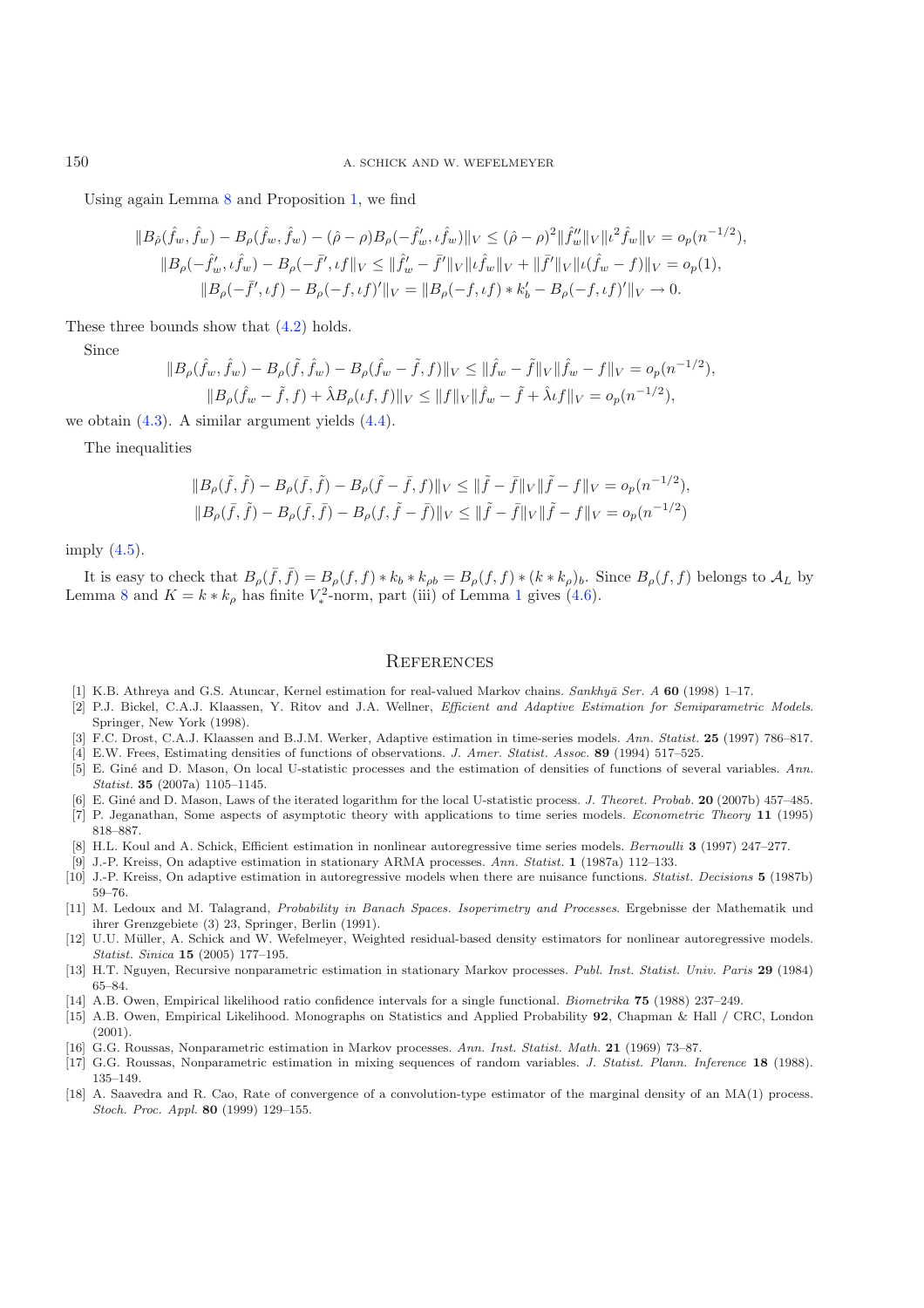Using again Lemma 8 and Proposition 1, we find

$$
\begin{aligned}
\|B_{\hat\rho}(\hat f_w,\hat f_w)-B_\rho(\hat f_w,\hat f_w)-(\hat\rho-\rho)B_\rho(-\hat f_w',\iota\hat f_w)\|_V &\le (\hat\rho-\rho)^2\|\hat f_w''\|_V\|\iota^2\hat f_w\|_V=o_p(n^{-1/2}),\\
\|B_\rho(-\hat f_w',\iota\hat f_w)-B_\rho(-\bar f',\iota f\|_V &\le \|\hat f_w'-\bar f'\|_V\|\iota\hat f_w\|_V+\|\bar f'\|_V\|\iota(\hat f_w-f)\|_V=o_p(1),\\
\|B_\rho(-\bar f',\iota f)-B_\rho(-f,\iota f)'\|_V &= \|B_\rho(-f,\iota f)*k_b'-B_\rho(-f,\iota f)'\|_V\to 0.
\end{aligned}
$$

These three bounds show that (4.2) holds.

Since

$$
\begin{aligned}
\|B_\rho(\hat f_w,\hat f_w)-B_\rho(\tilde f,\hat f_w)-B_\rho(\hat f_w-\tilde f,f)\|_V &\le \|\hat f_w-\tilde f\|_V\|\hat f_w-f\|_V=o_p(n^{-1/2}),\\
\|B_\rho(\hat f_w-\tilde f,f)+\hat\lambda B_\rho(\iota f,f)\|_V &\le \|f\|_V\|\hat f_w-\tilde f+\hat\lambda\iota f\|_V=o_p(n^{-1/2}),
\end{aligned}
$$

we obtain (4.3). A similar argument yields (4.4).

The inequalities

$$
\begin{aligned}
\|B_\rho(\tilde f,\tilde f)-B_\rho(\bar f,\tilde f)-B_\rho(\tilde f-\bar f,f)\|_V &\le \|\tilde f-\bar f\|_V\|\tilde f-f\|_V=o_p(n^{-1/2}),\\
\|B_\rho(\bar f,\tilde f)-B_\rho(\bar f,\bar f)-B_\rho(f,\tilde f-\bar f)\|_V &\le \|\tilde f-\bar f\|_V\|\tilde f-f\|_V=o_p(n^{-1/2})
\end{aligned}
$$

imply (4.5).

It is easy to check that $B_\rho(\bar f,\bar f)=B_\rho(f,f)*k_b*k_{\rho b}=B_\rho(f,f)*(k*k_\rho)_b$. Since $B_\rho(f,f)$ belongs to $\mathcal{A}_L$ by Lemma 8 and $K=k*k_\rho$ has finite $V_*^2$-norm, part (iii) of Lemma 1 gives (4.6).

## References

[1] K.B. Athreya and G.S. Atuncar, Kernel estimation for real-valued Markov chains. *Sankhyā Ser. A* **60** (1998) 1–17.

[2] P.J. Bickel, C.A.J. Klaassen, Y. Ritov and J.A. Wellner, *Efficient and Adaptive Estimation for Semiparametric Models*. Springer, New York (1998).

[3] F.C. Drost, C.A.J. Klaassen and B.J.M. Werker, Adaptive estimation in time-series models. *Ann. Statist.* **25** (1997) 786–817.

[4] E.W. Frees, Estimating densities of functions of observations. *J. Amer. Statist. Assoc.* **89** (1994) 517–525.

[5] E. Giné and D. Mason, On local U-statistic processes and the estimation of densities of functions of several variables. *Ann. Statist.* **35** (2007a) 1105–1145.

[6] E. Giné and D. Mason, Laws of the iterated logarithm for the local U-statistic process. *J. Theoret. Probab.* **20** (2007b) 457–485.

[7] P. Jeganathan, Some aspects of asymptotic theory with applications to time series models. *Econometric Theory* **11** (1995) 818–887.

[8] H.L. Koul and A. Schick, Efficient estimation in nonlinear autoregressive time series models. *Bernoulli* **3** (1997) 247–277.

[9] J.-P. Kreiss, On adaptive estimation in stationary ARMA processes. *Ann. Statist.* **1** (1987a) 112–133.

[10] J.-P. Kreiss, On adaptive estimation in autoregressive models when there are nuisance functions. *Statist. Decisions* **5** (1987b) 59–76.

[11] M. Ledoux and M. Talagrand, *Probability in Banach Spaces. Isoperimetry and Processes*. Ergebnisse der Mathematik und ihrer Grenzgebiete (3) 23, Springer, Berlin (1991).

[12] U.U. Müller, A. Schick and W. Wefelmeyer, Weighted residual-based density estimators for nonlinear autoregressive models. *Statist. Sinica* **15** (2005) 177–195.

[13] H.T. Nguyen, Recursive nonparametric estimation in stationary Markov processes. *Publ. Inst. Statist. Univ. Paris* **29** (1984) 65–84.

[14] A.B. Owen, Empirical likelihood ratio confidence intervals for a single functional. *Biometrika* **75** (1988) 237–249.

[15] A.B. Owen, Empirical Likelihood. Monographs on Statistics and Applied Probability **92**, Chapman & Hall / CRC, London (2001).

[16] G.G. Roussas, Nonparametric estimation in Markov processes. *Ann. Inst. Statist. Math.* **21** (1969) 73–87.

[17] G.G. Roussas, Nonparametric estimation in mixing sequences of random variables. *J. Statist. Plann. Inference* **18** (1988). 135–149.

[18] A. Saavedra and R. Cao, Rate of convergence of a convolution-type estimator of the marginal density of an MA(1) process. *Stoch. Proc. Appl.* **80** (1999) 129–155.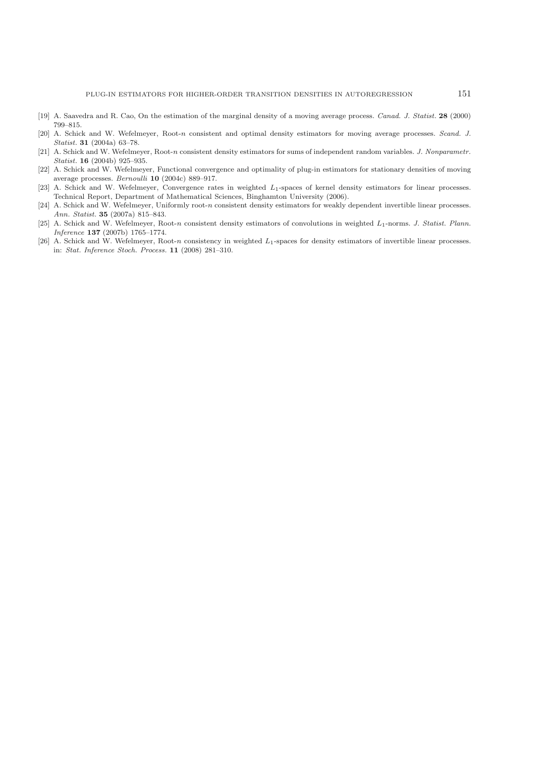[19] A. Saavedra and R. Cao, On the estimation of the marginal density of a moving average process. *Canad. J. Statist.* **28** (2000) 799–815.

[20] A. Schick and W. Wefelmeyer, Root-$n$ consistent and optimal density estimators for moving average processes. *Scand. J. Statist.* **31** (2004a) 63–78.

[21] A. Schick and W. Wefelmeyer, Root-$n$ consistent density estimators for sums of independent random variables. *J. Nonparametr. Statist.* **16** (2004b) 925–935.

[22] A. Schick and W. Wefelmeyer, Functional convergence and optimality of plug-in estimators for stationary densities of moving average processes. *Bernoulli* **10** (2004c) 889–917.

[23] A. Schick and W. Wefelmeyer, Convergence rates in weighted $L_1$-spaces of kernel density estimators for linear processes. Technical Report, Department of Mathematical Sciences, Binghamton University (2006).

[24] A. Schick and W. Wefelmeyer, Uniformly root-$n$ consistent density estimators for weakly dependent invertible linear processes. *Ann. Statist.* **35** (2007a) 815–843.

[25] A. Schick and W. Wefelmeyer, Root-$n$ consistent density estimators of convolutions in weighted $L_1$-norms. *J. Statist. Plann. Inference* **137** (2007b) 1765–1774.

[26] A. Schick and W. Wefelmeyer, Root-$n$ consistency in weighted $L_1$-spaces for density estimators of invertible linear processes. in: *Stat. Inference Stoch. Process.* **11** (2008) 281–310.